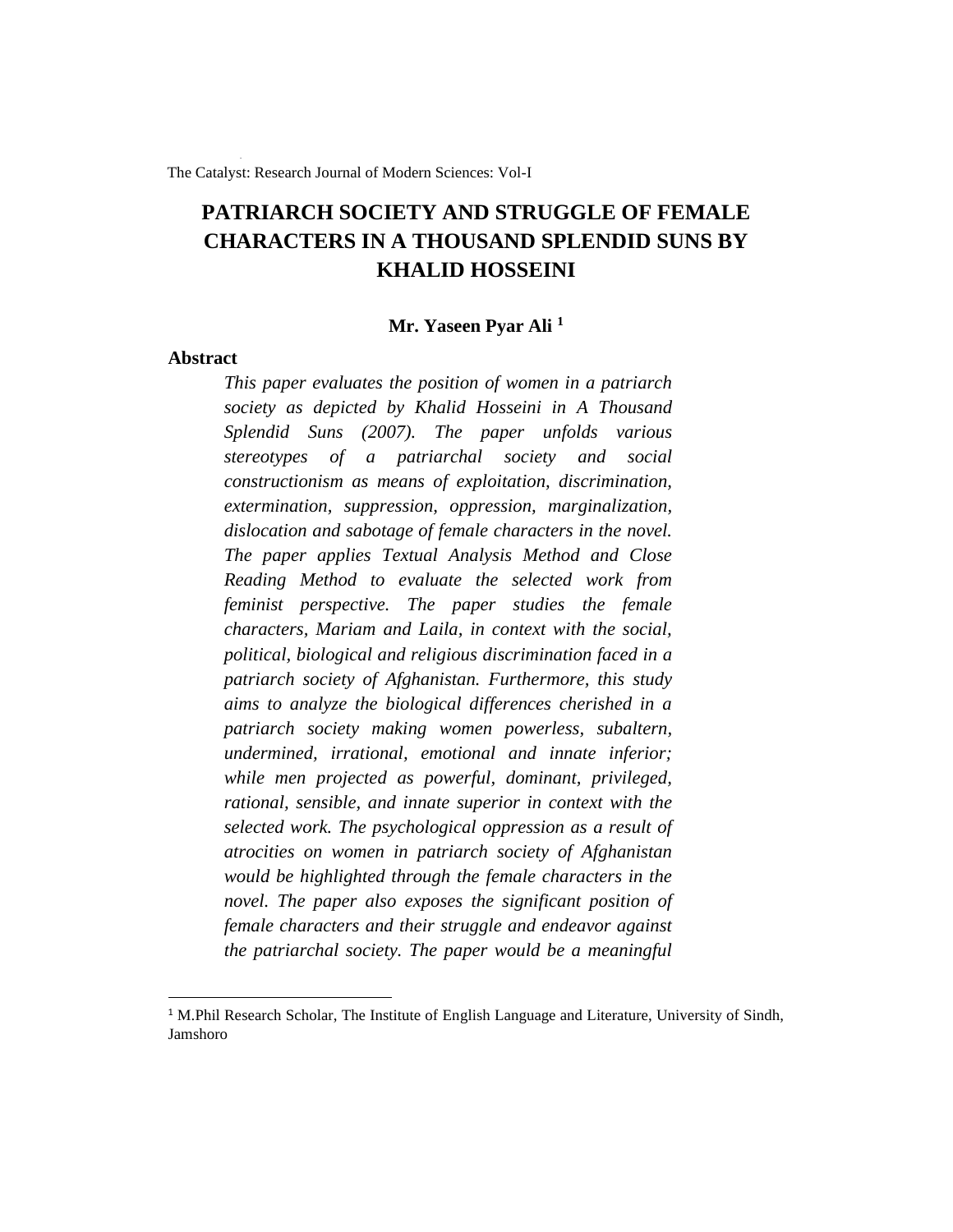# PATRIARCH SOCIETY AND STRUGGLE OF FEMALE CHARACTERS IN A THOUSAND SPLENDID SUNS BY KHALID HOSSEINI

**Mr. Yaseen Pyar Ali** [1]

## Abstract

*This paper evaluates the position of women in a patriarch society as depicted by Khalid Hosseini in A Thousand Splendid Suns (2007). The paper unfolds various stereotypes of a patriarchal society and social constructionism as means of exploitation, discrimination, extermination, suppression, oppression, marginalization, dislocation and sabotage of female characters in the novel. The paper applies Textual Analysis Method and Close Reading Method to evaluate the selected work from feminist perspective. The paper studies the female characters, Mariam and Laila, in context with the social, political, biological and religious discrimination faced in a patriarch society of Afghanistan. Furthermore, this study aims to analyze the biological differences cherished in a patriarch society making women powerless, subaltern, undermined, irrational, emotional and innate inferior; while men projected as powerful, dominant, privileged, rational, sensible, and innate superior in context with the selected work. The psychological oppression as a result of atrocities on women in patriarch society of Afghanistan would be highlighted through the female characters in the novel. The paper also exposes the significant position of female characters and their struggle and endeavor against the patriarchal society. The paper would be a meaningful*

---

[1] M.Phil Research Scholar, The Institute of English Language and Literature, University of Sindh, Jamshoro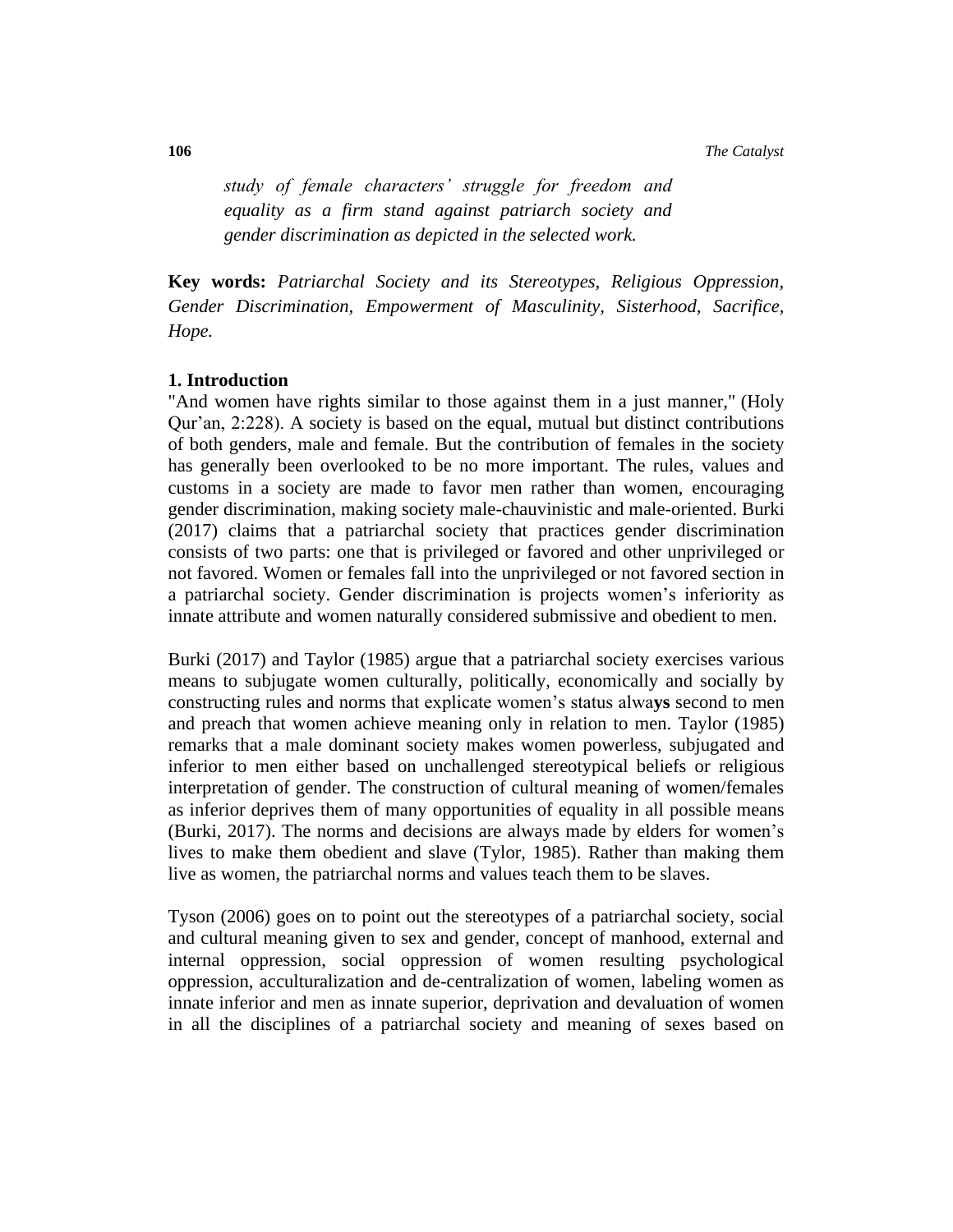*study of female characters' struggle for freedom and equality as a firm stand against patriarch society and gender discrimination as depicted in the selected work.*

**Key words:** *Patriarchal Society and its Stereotypes, Religious Oppression, Gender Discrimination, Empowerment of Masculinity, Sisterhood, Sacrifice, Hope.*

## 1. Introduction

"And women have rights similar to those against them in a just manner," (Holy Qur'an, 2:228). A society is based on the equal, mutual but distinct contributions of both genders, male and female. But the contribution of females in the society has generally been overlooked to be no more important. The rules, values and customs in a society are made to favor men rather than women, encouraging gender discrimination, making society male-chauvinistic and male-oriented. Burki (2017) claims that a patriarchal society that practices gender discrimination consists of two parts: one that is privileged or favored and other unprivileged or not favored. Women or females fall into the unprivileged or not favored section in a patriarchal society. Gender discrimination is projects women's inferiority as innate attribute and women naturally considered submissive and obedient to men.

Burki (2017) and Taylor (1985) argue that a patriarchal society exercises various means to subjugate women culturally, politically, economically and socially by constructing rules and norms that explicate women's status alwa**ys** second to men and preach that women achieve meaning only in relation to men. Taylor (1985) remarks that a male dominant society makes women powerless, subjugated and inferior to men either based on unchallenged stereotypical beliefs or religious interpretation of gender. The construction of cultural meaning of women/females as inferior deprives them of many opportunities of equality in all possible means (Burki, 2017). The norms and decisions are always made by elders for women's lives to make them obedient and slave (Tylor, 1985). Rather than making them live as women, the patriarchal norms and values teach them to be slaves.

Tyson (2006) goes on to point out the stereotypes of a patriarchal society, social and cultural meaning given to sex and gender, concept of manhood, external and internal oppression, social oppression of women resulting psychological oppression, acculturalization and de-centralization of women, labeling women as innate inferior and men as innate superior, deprivation and devaluation of women in all the disciplines of a patriarchal society and meaning of sexes based on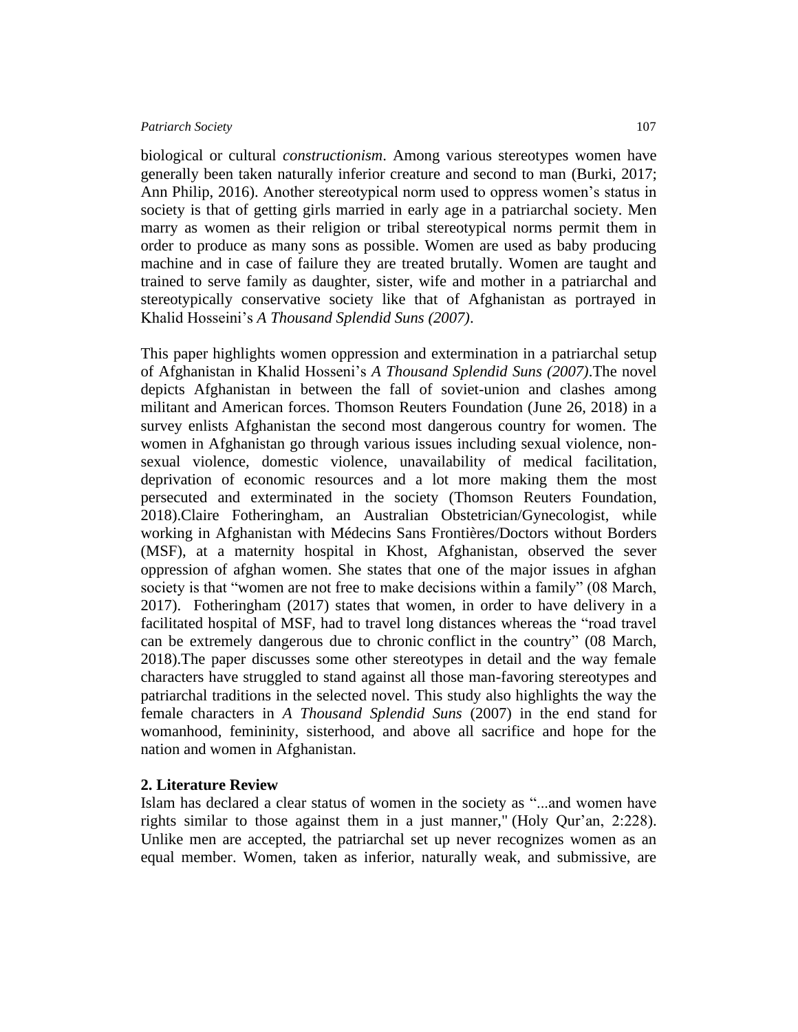biological or cultural *constructionism*. Among various stereotypes women have generally been taken naturally inferior creature and second to man (Burki, 2017; Ann Philip, 2016). Another stereotypical norm used to oppress women's status in society is that of getting girls married in early age in a patriarchal society. Men marry as women as their religion or tribal stereotypical norms permit them in order to produce as many sons as possible. Women are used as baby producing machine and in case of failure they are treated brutally. Women are taught and trained to serve family as daughter, sister, wife and mother in a patriarchal and stereotypically conservative society like that of Afghanistan as portrayed in Khalid Hosseini's *A Thousand Splendid Suns (2007)*.

This paper highlights women oppression and extermination in a patriarchal setup of Afghanistan in Khalid Hosseni's *A Thousand Splendid Suns (2007)*.The novel depicts Afghanistan in between the fall of soviet-union and clashes among militant and American forces. Thomson Reuters Foundation (June 26, 2018) in a survey enlists Afghanistan the second most dangerous country for women. The women in Afghanistan go through various issues including sexual violence, non-sexual violence, domestic violence, unavailability of medical facilitation, deprivation of economic resources and a lot more making them the most persecuted and exterminated in the society (Thomson Reuters Foundation, 2018).Claire Fotheringham, an Australian Obstetrician/Gynecologist, while working in Afghanistan with Médecins Sans Frontières/Doctors without Borders (MSF), at a maternity hospital in Khost, Afghanistan, observed the sever oppression of afghan women. She states that one of the major issues in afghan society is that "women are not free to make decisions within a family" (08 March, 2017). Fotheringham (2017) states that women, in order to have delivery in a facilitated hospital of MSF, had to travel long distances whereas the "road travel can be extremely dangerous due to chronic conflict in the country" (08 March, 2018).The paper discusses some other stereotypes in detail and the way female characters have struggled to stand against all those man-favoring stereotypes and patriarchal traditions in the selected novel. This study also highlights the way the female characters in *A Thousand Splendid Suns* (2007) in the end stand for womanhood, femininity, sisterhood, and above all sacrifice and hope for the nation and women in Afghanistan.

## 2. Literature Review

Islam has declared a clear status of women in the society as "...and women have rights similar to those against them in a just manner," (Holy Qur'an, 2:228). Unlike men are accepted, the patriarchal set up never recognizes women as an equal member. Women, taken as inferior, naturally weak, and submissive, are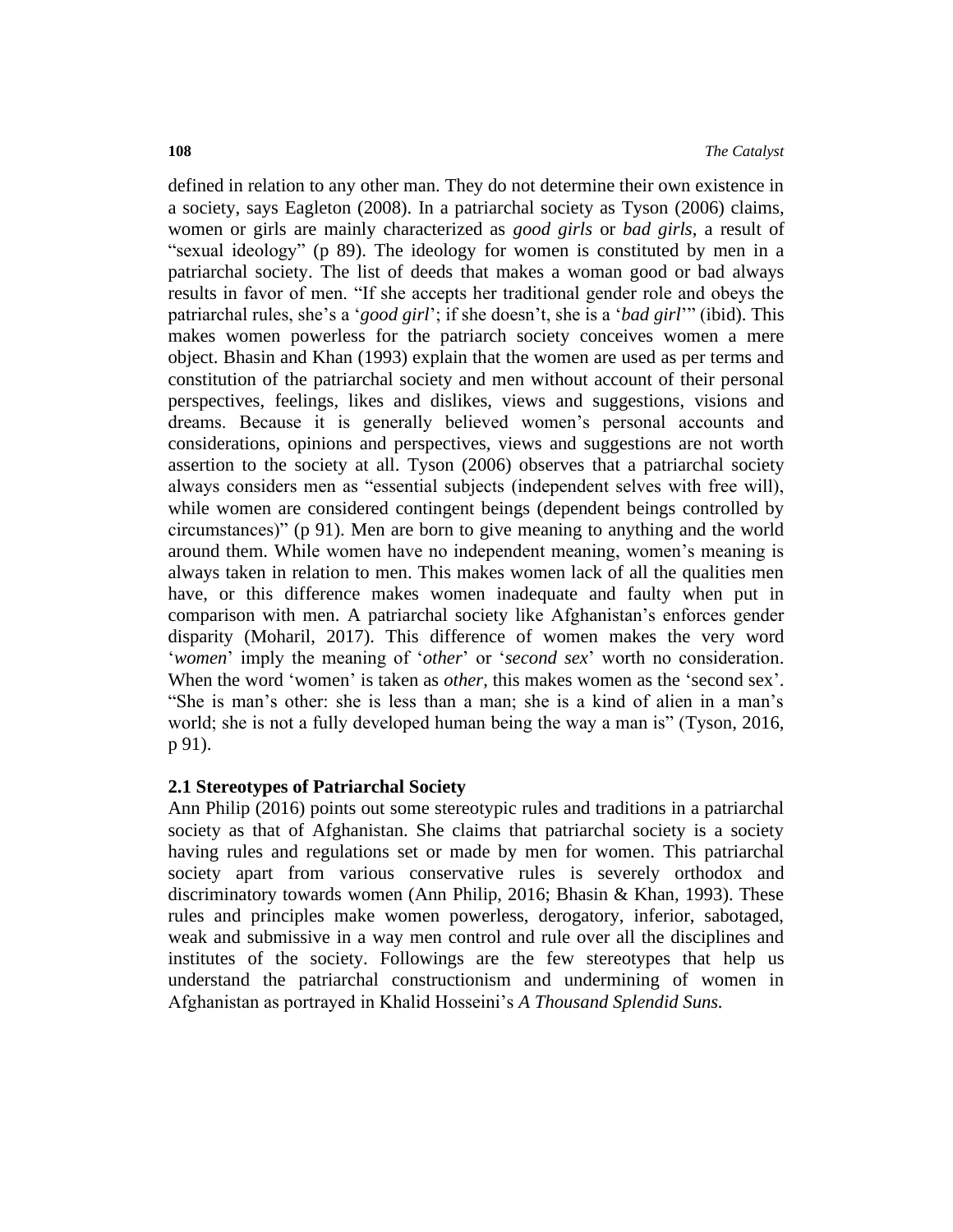defined in relation to any other man. They do not determine their own existence in a society, says Eagleton (2008). In a patriarchal society as Tyson (2006) claims, women or girls are mainly characterized as *good girls* or *bad girls*, a result of "sexual ideology" (p 89). The ideology for women is constituted by men in a patriarchal society. The list of deeds that makes a woman good or bad always results in favor of men. "If she accepts her traditional gender role and obeys the patriarchal rules, she's a '*good girl*'; if she doesn't, she is a '*bad girl*'" (ibid). This makes women powerless for the patriarch society conceives women a mere object. Bhasin and Khan (1993) explain that the women are used as per terms and constitution of the patriarchal society and men without account of their personal perspectives, feelings, likes and dislikes, views and suggestions, visions and dreams. Because it is generally believed women's personal accounts and considerations, opinions and perspectives, views and suggestions are not worth assertion to the society at all. Tyson (2006) observes that a patriarchal society always considers men as "essential subjects (independent selves with free will), while women are considered contingent beings (dependent beings controlled by circumstances)" (p 91). Men are born to give meaning to anything and the world around them. While women have no independent meaning, women's meaning is always taken in relation to men. This makes women lack of all the qualities men have, or this difference makes women inadequate and faulty when put in comparison with men. A patriarchal society like Afghanistan's enforces gender disparity (Moharil, 2017). This difference of women makes the very word '*women*' imply the meaning of '*other*' or '*second sex*' worth no consideration. When the word 'women' is taken as *other*, this makes women as the 'second sex'. "She is man's other: she is less than a man; she is a kind of alien in a man's world; she is not a fully developed human being the way a man is" (Tyson, 2016, p 91).

### 2.1 Stereotypes of Patriarchal Society

Ann Philip (2016) points out some stereotypic rules and traditions in a patriarchal society as that of Afghanistan. She claims that patriarchal society is a society having rules and regulations set or made by men for women. This patriarchal society apart from various conservative rules is severely orthodox and discriminatory towards women (Ann Philip, 2016; Bhasin & Khan, 1993). These rules and principles make women powerless, derogatory, inferior, sabotaged, weak and submissive in a way men control and rule over all the disciplines and institutes of the society. Followings are the few stereotypes that help us understand the patriarchal constructionism and undermining of women in Afghanistan as portrayed in Khalid Hosseini's *A Thousand Splendid Suns.*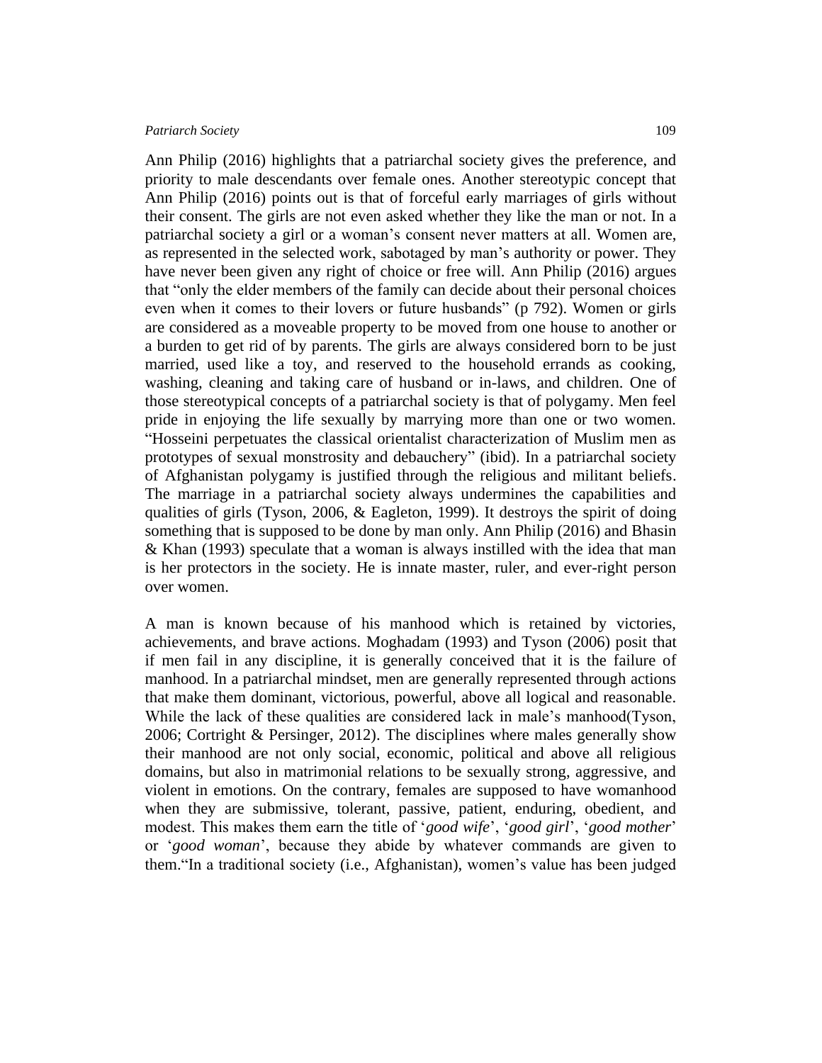Ann Philip (2016) highlights that a patriarchal society gives the preference, and priority to male descendants over female ones. Another stereotypic concept that Ann Philip (2016) points out is that of forceful early marriages of girls without their consent. The girls are not even asked whether they like the man or not. In a patriarchal society a girl or a woman's consent never matters at all. Women are, as represented in the selected work, sabotaged by man's authority or power. They have never been given any right of choice or free will. Ann Philip (2016) argues that "only the elder members of the family can decide about their personal choices even when it comes to their lovers or future husbands" (p 792). Women or girls are considered as a moveable property to be moved from one house to another or a burden to get rid of by parents. The girls are always considered born to be just married, used like a toy, and reserved to the household errands as cooking, washing, cleaning and taking care of husband or in-laws, and children. One of those stereotypical concepts of a patriarchal society is that of polygamy. Men feel pride in enjoying the life sexually by marrying more than one or two women. "Hosseini perpetuates the classical orientalist characterization of Muslim men as prototypes of sexual monstrosity and debauchery" (ibid). In a patriarchal society of Afghanistan polygamy is justified through the religious and militant beliefs. The marriage in a patriarchal society always undermines the capabilities and qualities of girls (Tyson, 2006, & Eagleton, 1999). It destroys the spirit of doing something that is supposed to be done by man only. Ann Philip (2016) and Bhasin & Khan (1993) speculate that a woman is always instilled with the idea that man is her protectors in the society. He is innate master, ruler, and ever-right person over women.

A man is known because of his manhood which is retained by victories, achievements, and brave actions. Moghadam (1993) and Tyson (2006) posit that if men fail in any discipline, it is generally conceived that it is the failure of manhood. In a patriarchal mindset, men are generally represented through actions that make them dominant, victorious, powerful, above all logical and reasonable. While the lack of these qualities are considered lack in male's manhood(Tyson, 2006; Cortright & Persinger, 2012). The disciplines where males generally show their manhood are not only social, economic, political and above all religious domains, but also in matrimonial relations to be sexually strong, aggressive, and violent in emotions. On the contrary, females are supposed to have womanhood when they are submissive, tolerant, passive, patient, enduring, obedient, and modest. This makes them earn the title of '*good wife*', '*good girl*', '*good mother*' or '*good woman*', because they abide by whatever commands are given to them."In a traditional society (i.e., Afghanistan), women's value has been judged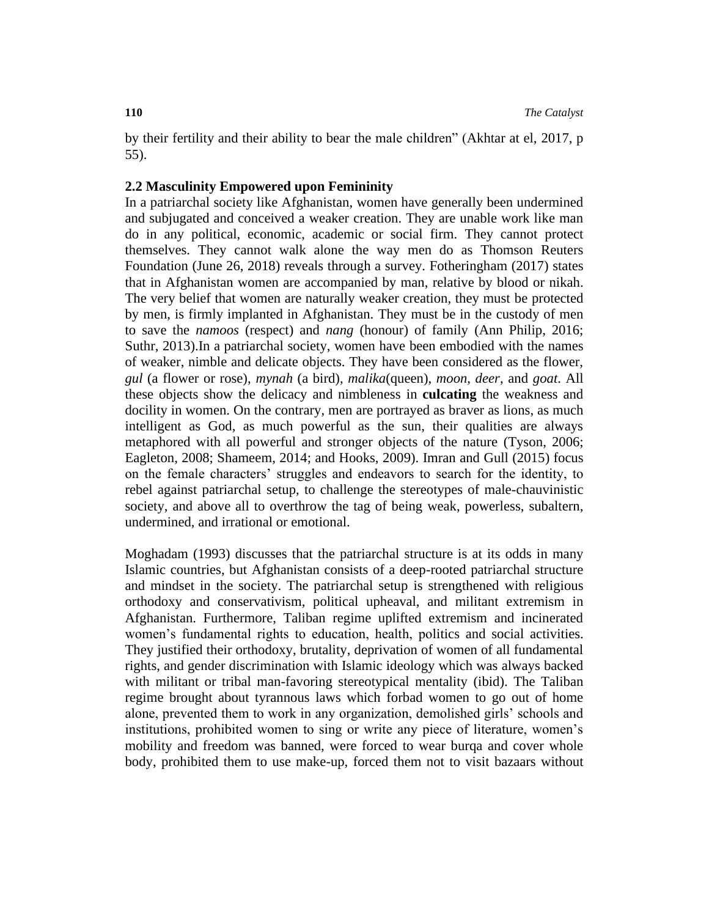by their fertility and their ability to bear the male children" (Akhtar at el, 2017, p 55).

### 2.2 Masculinity Empowered upon Femininity

In a patriarchal society like Afghanistan, women have generally been undermined and subjugated and conceived a weaker creation. They are unable work like man do in any political, economic, academic or social firm. They cannot protect themselves. They cannot walk alone the way men do as Thomson Reuters Foundation (June 26, 2018) reveals through a survey. Fotheringham (2017) states that in Afghanistan women are accompanied by man, relative by blood or nikah. The very belief that women are naturally weaker creation, they must be protected by men, is firmly implanted in Afghanistan. They must be in the custody of men to save the *namoos* (respect) and *nang* (honour) of family (Ann Philip, 2016; Suthr, 2013).In a patriarchal society, women have been embodied with the names of weaker, nimble and delicate objects. They have been considered as the flower, *gul* (a flower or rose), *mynah* (a bird), *malika*(queen), *moon*, *deer*, and *goat*. All these objects show the delicacy and nimbleness in **culcating** the weakness and docility in women. On the contrary, men are portrayed as braver as lions, as much intelligent as God, as much powerful as the sun, their qualities are always metaphored with all powerful and stronger objects of the nature (Tyson, 2006; Eagleton, 2008; Shameem, 2014; and Hooks, 2009). Imran and Gull (2015) focus on the female characters' struggles and endeavors to search for the identity, to rebel against patriarchal setup, to challenge the stereotypes of male-chauvinistic society, and above all to overthrow the tag of being weak, powerless, subaltern, undermined, and irrational or emotional.

Moghadam (1993) discusses that the patriarchal structure is at its odds in many Islamic countries, but Afghanistan consists of a deep-rooted patriarchal structure and mindset in the society. The patriarchal setup is strengthened with religious orthodoxy and conservativism, political upheaval, and militant extremism in Afghanistan. Furthermore, Taliban regime uplifted extremism and incinerated women's fundamental rights to education, health, politics and social activities. They justified their orthodoxy, brutality, deprivation of women of all fundamental rights, and gender discrimination with Islamic ideology which was always backed with militant or tribal man-favoring stereotypical mentality (ibid). The Taliban regime brought about tyrannous laws which forbad women to go out of home alone, prevented them to work in any organization, demolished girls' schools and institutions, prohibited women to sing or write any piece of literature, women's mobility and freedom was banned, were forced to wear burqa and cover whole body, prohibited them to use make-up, forced them not to visit bazaars without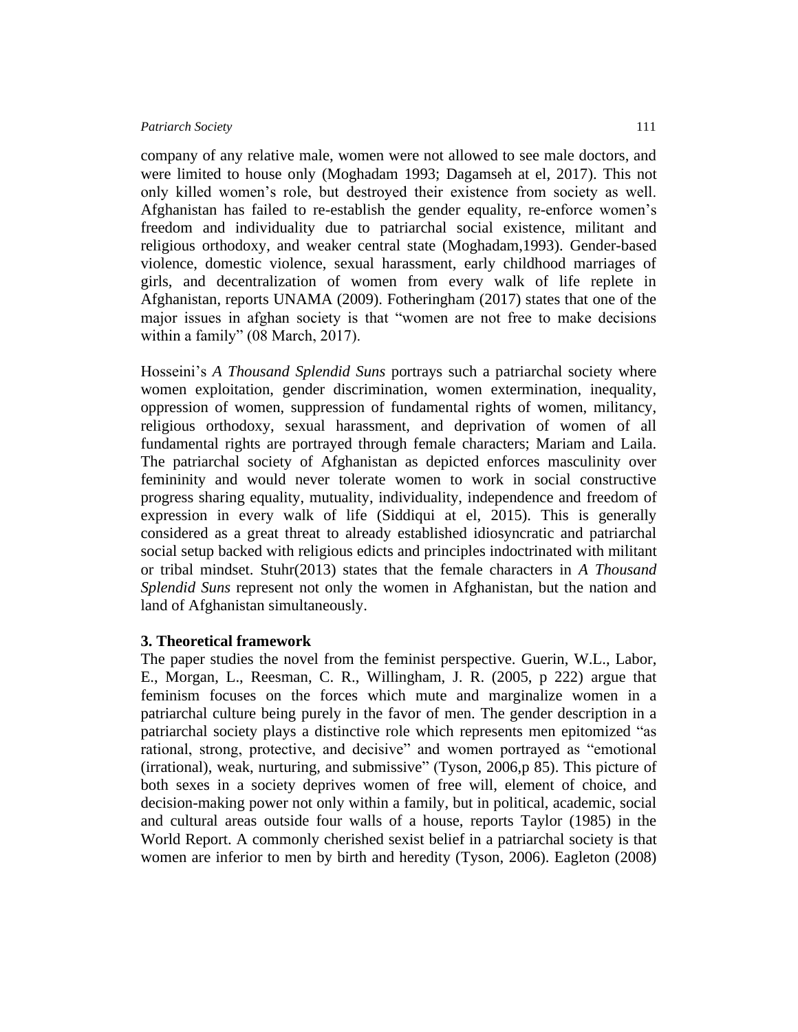company of any relative male, women were not allowed to see male doctors, and were limited to house only (Moghadam 1993; Dagamseh at el, 2017). This not only killed women's role, but destroyed their existence from society as well. Afghanistan has failed to re-establish the gender equality, re-enforce women's freedom and individuality due to patriarchal social existence, militant and religious orthodoxy, and weaker central state (Moghadam,1993). Gender-based violence, domestic violence, sexual harassment, early childhood marriages of girls, and decentralization of women from every walk of life replete in Afghanistan, reports UNAMA (2009). Fotheringham (2017) states that one of the major issues in afghan society is that "women are not free to make decisions within a family" (08 March, 2017).

Hosseini's *A Thousand Splendid Suns* portrays such a patriarchal society where women exploitation, gender discrimination, women extermination, inequality, oppression of women, suppression of fundamental rights of women, militancy, religious orthodoxy, sexual harassment, and deprivation of women of all fundamental rights are portrayed through female characters; Mariam and Laila. The patriarchal society of Afghanistan as depicted enforces masculinity over femininity and would never tolerate women to work in social constructive progress sharing equality, mutuality, individuality, independence and freedom of expression in every walk of life (Siddiqui at el, 2015). This is generally considered as a great threat to already established idiosyncratic and patriarchal social setup backed with religious edicts and principles indoctrinated with militant or tribal mindset. Stuhr(2013) states that the female characters in *A Thousand Splendid Suns* represent not only the women in Afghanistan, but the nation and land of Afghanistan simultaneously.

## 3. Theoretical framework

The paper studies the novel from the feminist perspective. Guerin, W.L., Labor, E., Morgan, L., Reesman, C. R., Willingham, J. R. (2005, p 222) argue that feminism focuses on the forces which mute and marginalize women in a patriarchal culture being purely in the favor of men. The gender description in a patriarchal society plays a distinctive role which represents men epitomized "as rational, strong, protective, and decisive" and women portrayed as "emotional (irrational), weak, nurturing, and submissive" (Tyson, 2006,p 85). This picture of both sexes in a society deprives women of free will, element of choice, and decision-making power not only within a family, but in political, academic, social and cultural areas outside four walls of a house, reports Taylor (1985) in the World Report. A commonly cherished sexist belief in a patriarchal society is that women are inferior to men by birth and heredity (Tyson, 2006). Eagleton (2008)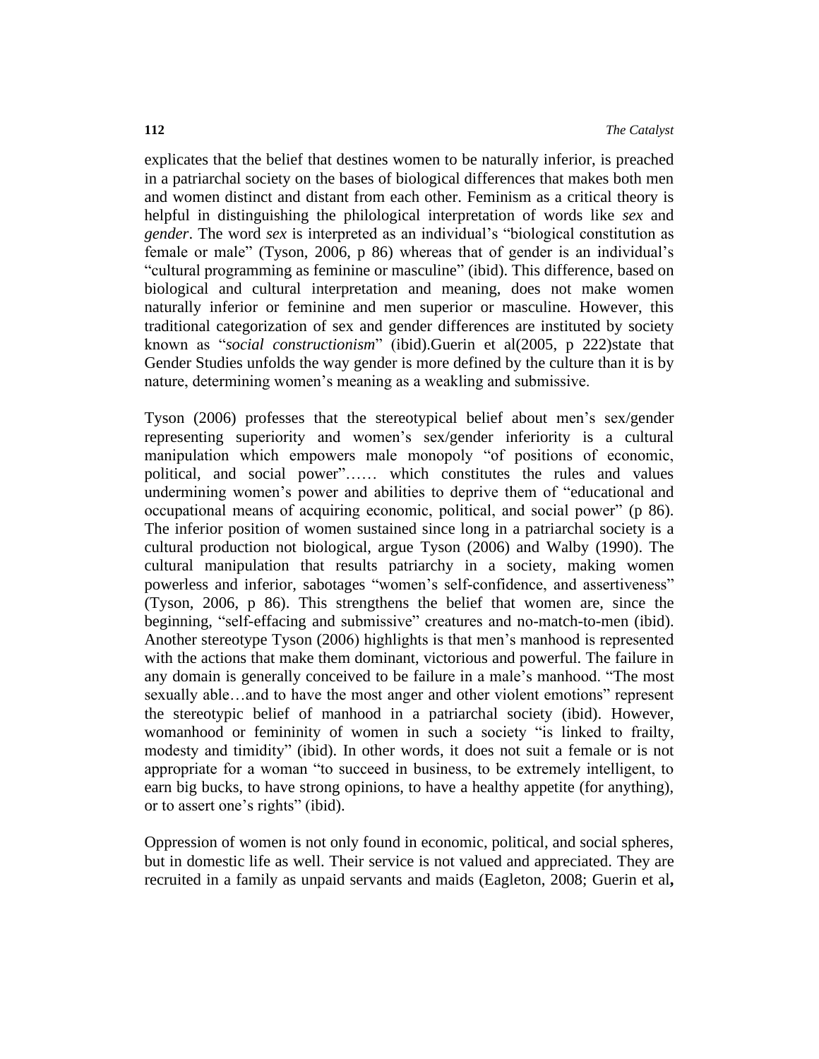explicates that the belief that destines women to be naturally inferior, is preached in a patriarchal society on the bases of biological differences that makes both men and women distinct and distant from each other. Feminism as a critical theory is helpful in distinguishing the philological interpretation of words like *sex* and *gender*. The word *sex* is interpreted as an individual's "biological constitution as female or male" (Tyson, 2006, p 86) whereas that of gender is an individual's "cultural programming as feminine or masculine" (ibid). This difference, based on biological and cultural interpretation and meaning, does not make women naturally inferior or feminine and men superior or masculine. However, this traditional categorization of sex and gender differences are instituted by society known as "*social constructionism*" (ibid).Guerin et al(2005, p 222)state that Gender Studies unfolds the way gender is more defined by the culture than it is by nature, determining women's meaning as a weakling and submissive.

Tyson (2006) professes that the stereotypical belief about men's sex/gender representing superiority and women's sex/gender inferiority is a cultural manipulation which empowers male monopoly "of positions of economic, political, and social power"…… which constitutes the rules and values undermining women's power and abilities to deprive them of "educational and occupational means of acquiring economic, political, and social power" (p 86). The inferior position of women sustained since long in a patriarchal society is a cultural production not biological, argue Tyson (2006) and Walby (1990). The cultural manipulation that results patriarchy in a society, making women powerless and inferior, sabotages "women's self-confidence, and assertiveness" (Tyson, 2006, p 86). This strengthens the belief that women are, since the beginning, "self-effacing and submissive" creatures and no-match-to-men (ibid). Another stereotype Tyson (2006) highlights is that men's manhood is represented with the actions that make them dominant, victorious and powerful. The failure in any domain is generally conceived to be failure in a male's manhood. "The most sexually able…and to have the most anger and other violent emotions" represent the stereotypic belief of manhood in a patriarchal society (ibid). However, womanhood or femininity of women in such a society "is linked to frailty, modesty and timidity" (ibid). In other words, it does not suit a female or is not appropriate for a woman "to succeed in business, to be extremely intelligent, to earn big bucks, to have strong opinions, to have a healthy appetite (for anything), or to assert one's rights" (ibid).

Oppression of women is not only found in economic, political, and social spheres, but in domestic life as well. Their service is not valued and appreciated. They are recruited in a family as unpaid servants and maids (Eagleton, 2008; Guerin et al**,**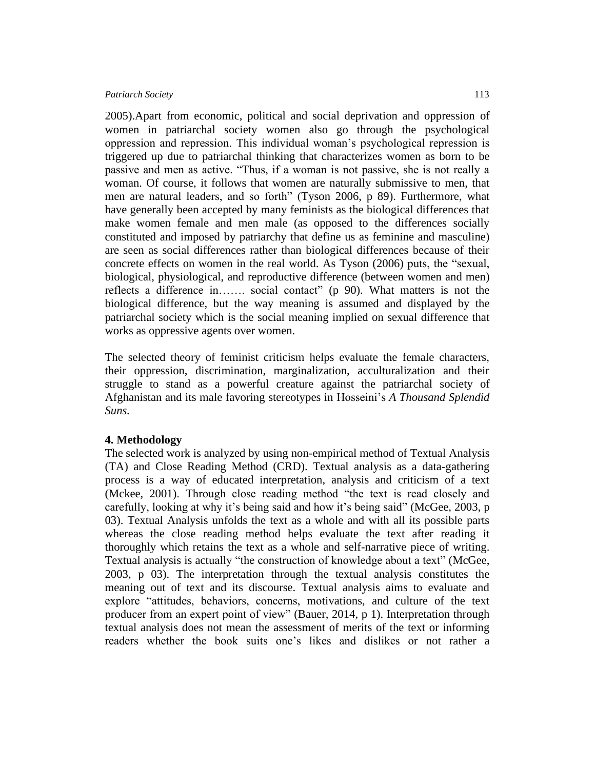2005).Apart from economic, political and social deprivation and oppression of women in patriarchal society women also go through the psychological oppression and repression. This individual woman's psychological repression is triggered up due to patriarchal thinking that characterizes women as born to be passive and men as active. "Thus, if a woman is not passive, she is not really a woman. Of course, it follows that women are naturally submissive to men, that men are natural leaders, and so forth" (Tyson 2006, p 89). Furthermore, what have generally been accepted by many feminists as the biological differences that make women female and men male (as opposed to the differences socially constituted and imposed by patriarchy that define us as feminine and masculine) are seen as social differences rather than biological differences because of their concrete effects on women in the real world. As Tyson (2006) puts, the "sexual, biological, physiological, and reproductive difference (between women and men) reflects a difference in……. social contact" (p 90). What matters is not the biological difference, but the way meaning is assumed and displayed by the patriarchal society which is the social meaning implied on sexual difference that works as oppressive agents over women.

The selected theory of feminist criticism helps evaluate the female characters, their oppression, discrimination, marginalization, acculturalization and their struggle to stand as a powerful creature against the patriarchal society of Afghanistan and its male favoring stereotypes in Hosseini's *A Thousand Splendid Suns*.

**4. Methodology**

The selected work is analyzed by using non-empirical method of Textual Analysis (TA) and Close Reading Method (CRD). Textual analysis as a data-gathering process is a way of educated interpretation, analysis and criticism of a text (Mckee, 2001). Through close reading method "the text is read closely and carefully, looking at why it's being said and how it's being said" (McGee, 2003, p 03). Textual Analysis unfolds the text as a whole and with all its possible parts whereas the close reading method helps evaluate the text after reading it thoroughly which retains the text as a whole and self-narrative piece of writing. Textual analysis is actually "the construction of knowledge about a text" (McGee, 2003, p 03). The interpretation through the textual analysis constitutes the meaning out of text and its discourse. Textual analysis aims to evaluate and explore "attitudes, behaviors, concerns, motivations, and culture of the text producer from an expert point of view" (Bauer, 2014, p 1). Interpretation through textual analysis does not mean the assessment of merits of the text or informing readers whether the book suits one's likes and dislikes or not rather a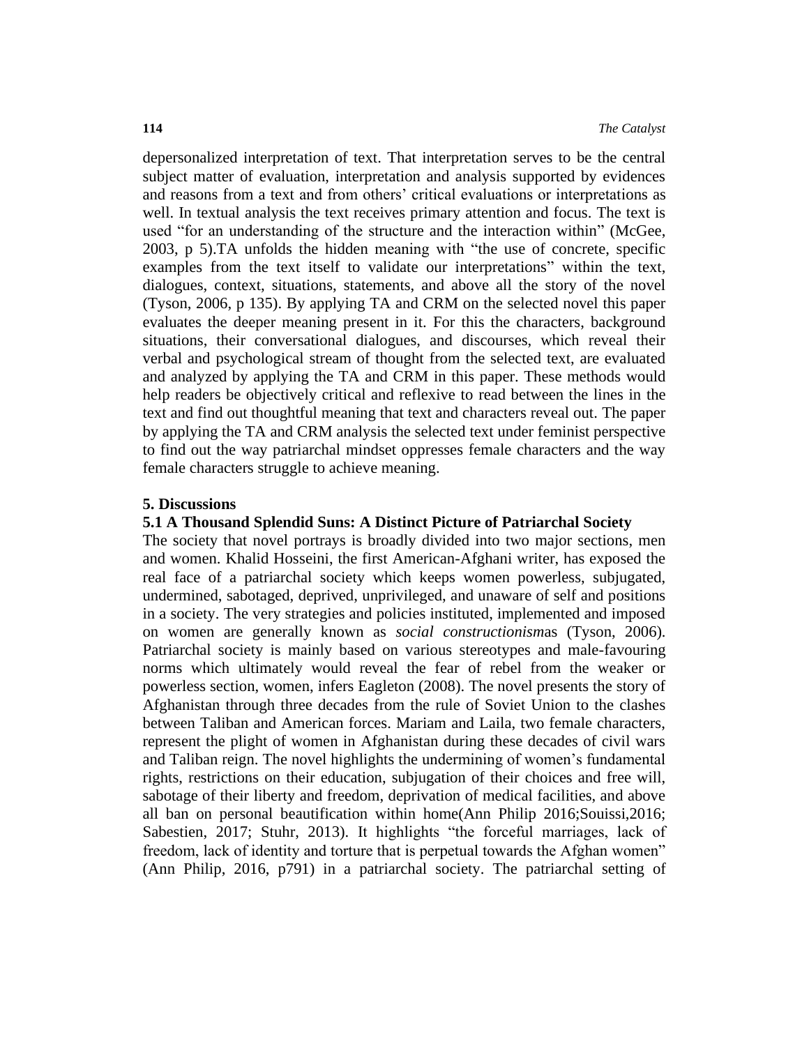depersonalized interpretation of text. That interpretation serves to be the central subject matter of evaluation, interpretation and analysis supported by evidences and reasons from a text and from others' critical evaluations or interpretations as well. In textual analysis the text receives primary attention and focus. The text is used "for an understanding of the structure and the interaction within" (McGee, 2003, p 5).TA unfolds the hidden meaning with "the use of concrete, specific examples from the text itself to validate our interpretations" within the text, dialogues, context, situations, statements, and above all the story of the novel (Tyson, 2006, p 135). By applying TA and CRM on the selected novel this paper evaluates the deeper meaning present in it. For this the characters, background situations, their conversational dialogues, and discourses, which reveal their verbal and psychological stream of thought from the selected text, are evaluated and analyzed by applying the TA and CRM in this paper. These methods would help readers be objectively critical and reflexive to read between the lines in the text and find out thoughtful meaning that text and characters reveal out. The paper by applying the TA and CRM analysis the selected text under feminist perspective to find out the way patriarchal mindset oppresses female characters and the way female characters struggle to achieve meaning.

## 5. Discussions

### 5.1 A Thousand Splendid Suns: A Distinct Picture of Patriarchal Society

The society that novel portrays is broadly divided into two major sections, men and women. Khalid Hosseini, the first American-Afghani writer, has exposed the real face of a patriarchal society which keeps women powerless, subjugated, undermined, sabotaged, deprived, unprivileged, and unaware of self and positions in a society. The very strategies and policies instituted, implemented and imposed on women are generally known as *social constructionism*as (Tyson, 2006). Patriarchal society is mainly based on various stereotypes and male-favouring norms which ultimately would reveal the fear of rebel from the weaker or powerless section, women, infers Eagleton (2008). The novel presents the story of Afghanistan through three decades from the rule of Soviet Union to the clashes between Taliban and American forces. Mariam and Laila, two female characters, represent the plight of women in Afghanistan during these decades of civil wars and Taliban reign. The novel highlights the undermining of women's fundamental rights, restrictions on their education, subjugation of their choices and free will, sabotage of their liberty and freedom, deprivation of medical facilities, and above all ban on personal beautification within home(Ann Philip 2016;Souissi,2016; Sabestien, 2017; Stuhr, 2013). It highlights "the forceful marriages, lack of freedom, lack of identity and torture that is perpetual towards the Afghan women" (Ann Philip, 2016, p791) in a patriarchal society. The patriarchal setting of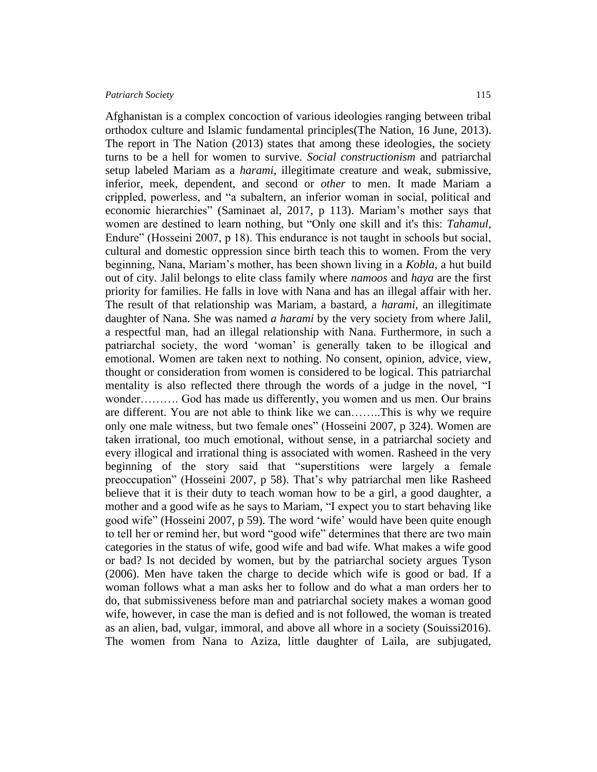Afghanistan is a complex concoction of various ideologies ranging between tribal orthodox culture and Islamic fundamental principles(The Nation, 16 June, 2013). The report in The Nation (2013) states that among these ideologies, the society turns to be a hell for women to survive. *Social constructionism* and patriarchal setup labeled Mariam as a *harami*, illegitimate creature and weak, submissive, inferior, meek, dependent, and second or *other* to men. It made Mariam a crippled, powerless, and "a subaltern, an inferior woman in social, political and economic hierarchies" (Saminaet al, 2017, p 113). Mariam's mother says that women are destined to learn nothing, but "Only one skill and it's this: *Tahamul,* Endure" (Hosseini 2007, p 18). This endurance is not taught in schools but social, cultural and domestic oppression since birth teach this to women. From the very beginning, Nana, Mariam's mother, has been shown living in a *Kobla,* a hut build out of city. Jalil belongs to elite class family where *namoos* and *haya* are the first priority for families. He falls in love with Nana and has an illegal affair with her. The result of that relationship was Mariam, a bastard, a *harami,* an illegitimate daughter of Nana. She was named *a harami* by the very society from where Jalil, a respectful man, had an illegal relationship with Nana. Furthermore, in such a patriarchal society, the word 'woman' is generally taken to be illogical and emotional. Women are taken next to nothing. No consent, opinion, advice, view, thought or consideration from women is considered to be logical. This patriarchal mentality is also reflected there through the words of a judge in the novel, "I wonder………. God has made us differently, you women and us men. Our brains are different. You are not able to think like we can……..This is why we require only one male witness, but two female ones" (Hosseini 2007, p 324). Women are taken irrational, too much emotional, without sense, in a patriarchal society and every illogical and irrational thing is associated with women. Rasheed in the very beginning of the story said that "superstitions were largely a female preoccupation" (Hosseini 2007, p 58). That's why patriarchal men like Rasheed believe that it is their duty to teach woman how to be a girl, a good daughter, a mother and a good wife as he says to Mariam, "I expect you to start behaving like good wife" (Hosseini 2007, p 59). The word 'wife' would have been quite enough to tell her or remind her, but word "good wife" determines that there are two main categories in the status of wife, good wife and bad wife. What makes a wife good or bad? Is not decided by women, but by the patriarchal society argues Tyson (2006). Men have taken the charge to decide which wife is good or bad. If a woman follows what a man asks her to follow and do what a man orders her to do, that submissiveness before man and patriarchal society makes a woman good wife, however, in case the man is defied and is not followed, the woman is treated as an alien, bad, vulgar, immoral, and above all whore in a society (Souissi2016). The women from Nana to Aziza, little daughter of Laila, are subjugated,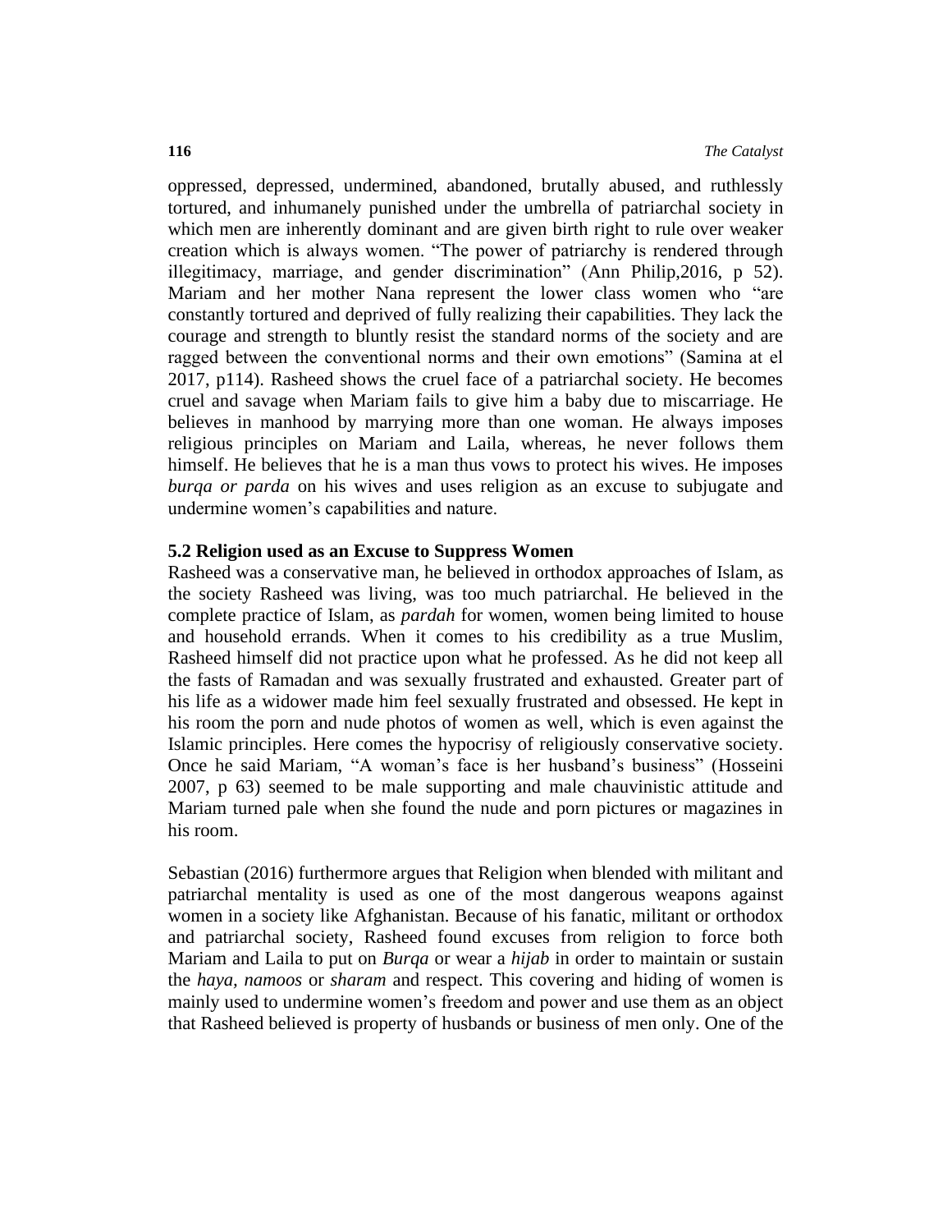oppressed, depressed, undermined, abandoned, brutally abused, and ruthlessly tortured, and inhumanely punished under the umbrella of patriarchal society in which men are inherently dominant and are given birth right to rule over weaker creation which is always women. "The power of patriarchy is rendered through illegitimacy, marriage, and gender discrimination" (Ann Philip,2016, p 52). Mariam and her mother Nana represent the lower class women who "are constantly tortured and deprived of fully realizing their capabilities. They lack the courage and strength to bluntly resist the standard norms of the society and are ragged between the conventional norms and their own emotions" (Samina at el 2017, p114). Rasheed shows the cruel face of a patriarchal society. He becomes cruel and savage when Mariam fails to give him a baby due to miscarriage. He believes in manhood by marrying more than one woman. He always imposes religious principles on Mariam and Laila, whereas, he never follows them himself. He believes that he is a man thus vows to protect his wives. He imposes *burqa or parda* on his wives and uses religion as an excuse to subjugate and undermine women's capabilities and nature.

### 5.2 Religion used as an Excuse to Suppress Women

Rasheed was a conservative man, he believed in orthodox approaches of Islam, as the society Rasheed was living, was too much patriarchal. He believed in the complete practice of Islam, as *pardah* for women, women being limited to house and household errands. When it comes to his credibility as a true Muslim, Rasheed himself did not practice upon what he professed. As he did not keep all the fasts of Ramadan and was sexually frustrated and exhausted. Greater part of his life as a widower made him feel sexually frustrated and obsessed. He kept in his room the porn and nude photos of women as well, which is even against the Islamic principles. Here comes the hypocrisy of religiously conservative society. Once he said Mariam, "A woman's face is her husband's business" (Hosseini 2007, p 63) seemed to be male supporting and male chauvinistic attitude and Mariam turned pale when she found the nude and porn pictures or magazines in his room.

Sebastian (2016) furthermore argues that Religion when blended with militant and patriarchal mentality is used as one of the most dangerous weapons against women in a society like Afghanistan. Because of his fanatic, militant or orthodox and patriarchal society, Rasheed found excuses from religion to force both Mariam and Laila to put on *Burqa* or wear a *hijab* in order to maintain or sustain the *haya, namoos* or *sharam* and respect. This covering and hiding of women is mainly used to undermine women's freedom and power and use them as an object that Rasheed believed is property of husbands or business of men only. One of the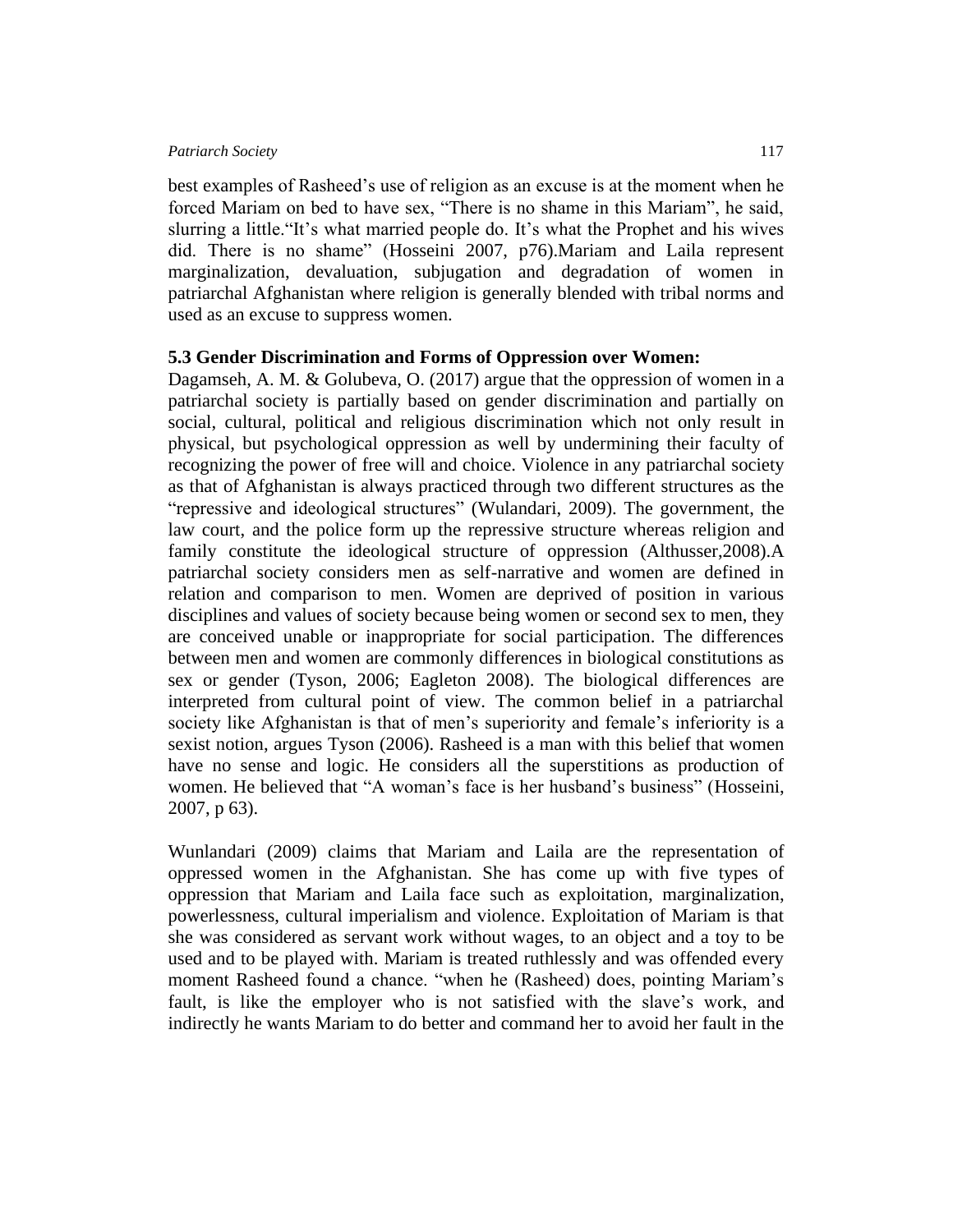best examples of Rasheed's use of religion as an excuse is at the moment when he forced Mariam on bed to have sex, "There is no shame in this Mariam", he said, slurring a little."It's what married people do. It's what the Prophet and his wives did. There is no shame" (Hosseini 2007, p76).Mariam and Laila represent marginalization, devaluation, subjugation and degradation of women in patriarchal Afghanistan where religion is generally blended with tribal norms and used as an excuse to suppress women.

### 5.3 Gender Discrimination and Forms of Oppression over Women:

Dagamseh, A. M. & Golubeva, O. (2017) argue that the oppression of women in a patriarchal society is partially based on gender discrimination and partially on social, cultural, political and religious discrimination which not only result in physical, but psychological oppression as well by undermining their faculty of recognizing the power of free will and choice. Violence in any patriarchal society as that of Afghanistan is always practiced through two different structures as the "repressive and ideological structures" (Wulandari, 2009). The government, the law court, and the police form up the repressive structure whereas religion and family constitute the ideological structure of oppression (Althusser,2008).A patriarchal society considers men as self-narrative and women are defined in relation and comparison to men. Women are deprived of position in various disciplines and values of society because being women or second sex to men, they are conceived unable or inappropriate for social participation. The differences between men and women are commonly differences in biological constitutions as sex or gender (Tyson, 2006; Eagleton 2008). The biological differences are interpreted from cultural point of view. The common belief in a patriarchal society like Afghanistan is that of men's superiority and female's inferiority is a sexist notion, argues Tyson (2006). Rasheed is a man with this belief that women have no sense and logic. He considers all the superstitions as production of women. He believed that "A woman's face is her husband's business" (Hosseini, 2007, p 63).

Wunlandari (2009) claims that Mariam and Laila are the representation of oppressed women in the Afghanistan. She has come up with five types of oppression that Mariam and Laila face such as exploitation, marginalization, powerlessness, cultural imperialism and violence. Exploitation of Mariam is that she was considered as servant work without wages, to an object and a toy to be used and to be played with. Mariam is treated ruthlessly and was offended every moment Rasheed found a chance. "when he (Rasheed) does, pointing Mariam's fault, is like the employer who is not satisfied with the slave's work, and indirectly he wants Mariam to do better and command her to avoid her fault in the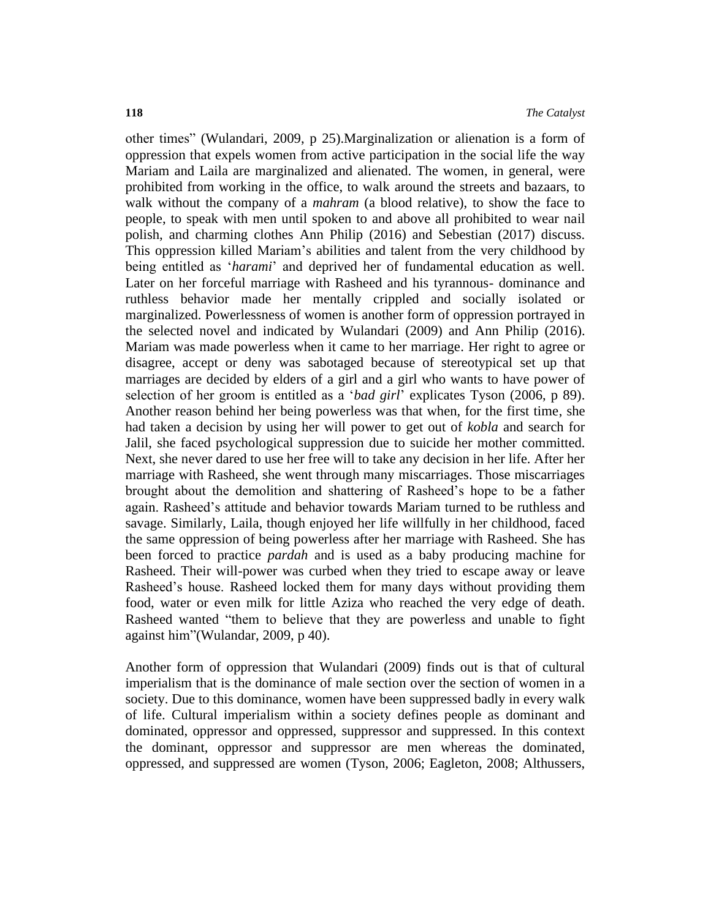other times" (Wulandari, 2009, p 25).Marginalization or alienation is a form of oppression that expels women from active participation in the social life the way Mariam and Laila are marginalized and alienated. The women, in general, were prohibited from working in the office, to walk around the streets and bazaars, to walk without the company of a *mahram* (a blood relative), to show the face to people, to speak with men until spoken to and above all prohibited to wear nail polish, and charming clothes Ann Philip (2016) and Sebestian (2017) discuss. This oppression killed Mariam's abilities and talent from the very childhood by being entitled as '*harami*' and deprived her of fundamental education as well. Later on her forceful marriage with Rasheed and his tyrannous- dominance and ruthless behavior made her mentally crippled and socially isolated or marginalized. Powerlessness of women is another form of oppression portrayed in the selected novel and indicated by Wulandari (2009) and Ann Philip (2016). Mariam was made powerless when it came to her marriage. Her right to agree or disagree, accept or deny was sabotaged because of stereotypical set up that marriages are decided by elders of a girl and a girl who wants to have power of selection of her groom is entitled as a '*bad girl*' explicates Tyson (2006, p 89). Another reason behind her being powerless was that when, for the first time, she had taken a decision by using her will power to get out of *kobla* and search for Jalil, she faced psychological suppression due to suicide her mother committed. Next, she never dared to use her free will to take any decision in her life. After her marriage with Rasheed, she went through many miscarriages. Those miscarriages brought about the demolition and shattering of Rasheed's hope to be a father again. Rasheed's attitude and behavior towards Mariam turned to be ruthless and savage. Similarly, Laila, though enjoyed her life willfully in her childhood, faced the same oppression of being powerless after her marriage with Rasheed. She has been forced to practice *pardah* and is used as a baby producing machine for Rasheed. Their will-power was curbed when they tried to escape away or leave Rasheed's house. Rasheed locked them for many days without providing them food, water or even milk for little Aziza who reached the very edge of death. Rasheed wanted "them to believe that they are powerless and unable to fight against him"(Wulandar, 2009, p 40).

Another form of oppression that Wulandari (2009) finds out is that of cultural imperialism that is the dominance of male section over the section of women in a society. Due to this dominance, women have been suppressed badly in every walk of life. Cultural imperialism within a society defines people as dominant and dominated, oppressor and oppressed, suppressor and suppressed. In this context the dominant, oppressor and suppressor are men whereas the dominated, oppressed, and suppressed are women (Tyson, 2006; Eagleton, 2008; Althussers,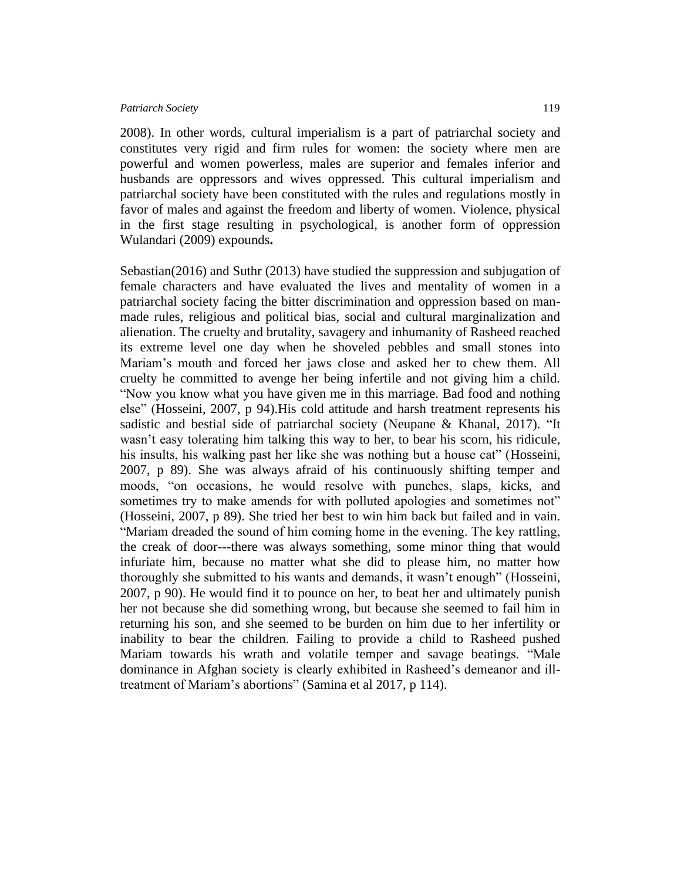2008). In other words, cultural imperialism is a part of patriarchal society and constitutes very rigid and firm rules for women: the society where men are powerful and women powerless, males are superior and females inferior and husbands are oppressors and wives oppressed. This cultural imperialism and patriarchal society have been constituted with the rules and regulations mostly in favor of males and against the freedom and liberty of women. Violence, physical in the first stage resulting in psychological, is another form of oppression Wulandari (2009) expounds**.**

Sebastian(2016) and Suthr (2013) have studied the suppression and subjugation of female characters and have evaluated the lives and mentality of women in a patriarchal society facing the bitter discrimination and oppression based on man-made rules, religious and political bias, social and cultural marginalization and alienation. The cruelty and brutality, savagery and inhumanity of Rasheed reached its extreme level one day when he shoveled pebbles and small stones into Mariam's mouth and forced her jaws close and asked her to chew them. All cruelty he committed to avenge her being infertile and not giving him a child. "Now you know what you have given me in this marriage. Bad food and nothing else" (Hosseini, 2007, p 94).His cold attitude and harsh treatment represents his sadistic and bestial side of patriarchal society (Neupane & Khanal, 2017). "It wasn't easy tolerating him talking this way to her, to bear his scorn, his ridicule, his insults, his walking past her like she was nothing but a house cat" (Hosseini, 2007, p 89). She was always afraid of his continuously shifting temper and moods, "on occasions, he would resolve with punches, slaps, kicks, and sometimes try to make amends for with polluted apologies and sometimes not" (Hosseini, 2007, p 89). She tried her best to win him back but failed and in vain. "Mariam dreaded the sound of him coming home in the evening. The key rattling, the creak of door---there was always something, some minor thing that would infuriate him, because no matter what she did to please him, no matter how thoroughly she submitted to his wants and demands, it wasn't enough" (Hosseini, 2007, p 90). He would find it to pounce on her, to beat her and ultimately punish her not because she did something wrong, but because she seemed to fail him in returning his son, and she seemed to be burden on him due to her infertility or inability to bear the children. Failing to provide a child to Rasheed pushed Mariam towards his wrath and volatile temper and savage beatings. "Male dominance in Afghan society is clearly exhibited in Rasheed's demeanor and ill-treatment of Mariam's abortions" (Samina et al 2017, p 114).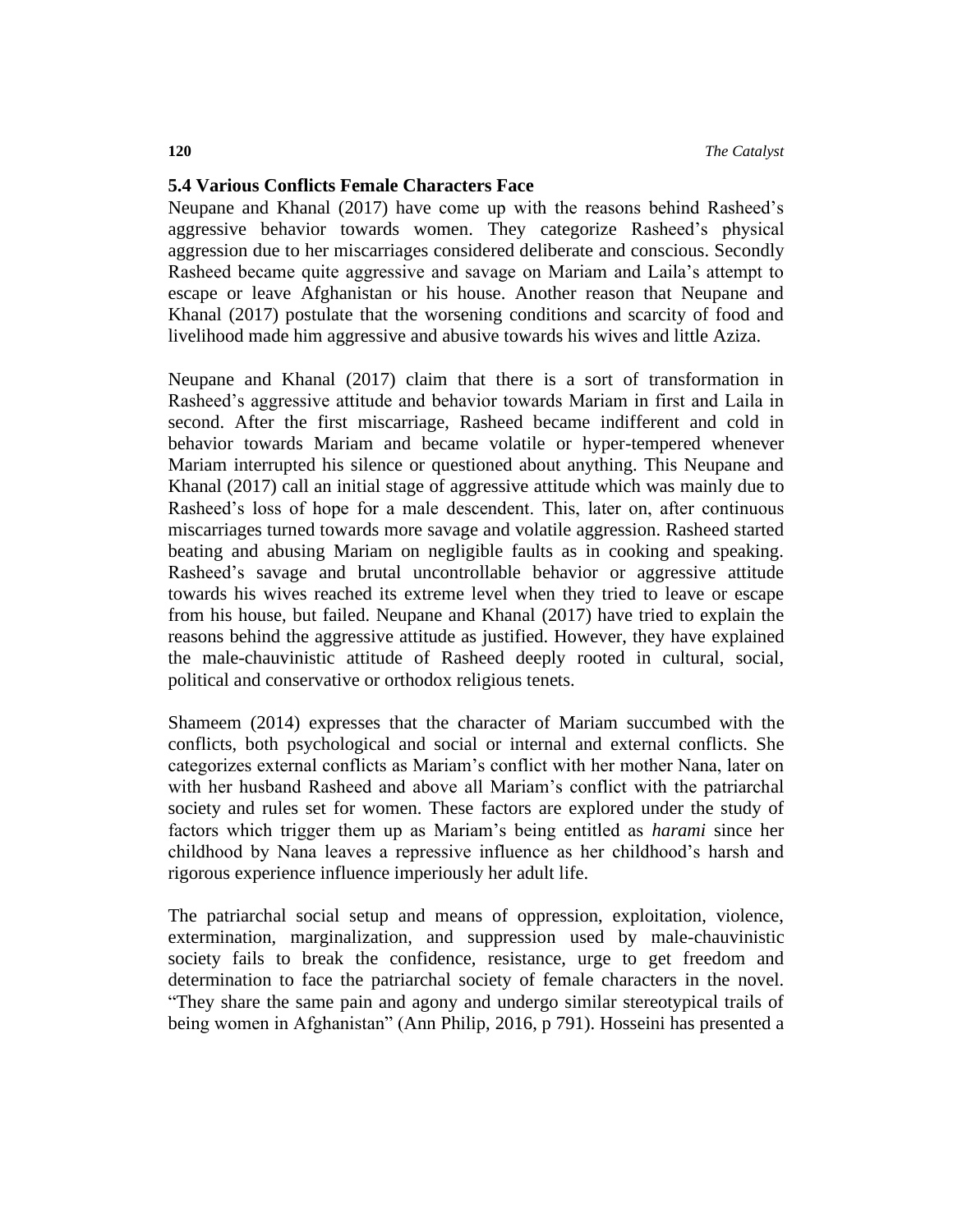### 5.4 Various Conflicts Female Characters Face

Neupane and Khanal (2017) have come up with the reasons behind Rasheed's aggressive behavior towards women. They categorize Rasheed's physical aggression due to her miscarriages considered deliberate and conscious. Secondly Rasheed became quite aggressive and savage on Mariam and Laila's attempt to escape or leave Afghanistan or his house. Another reason that Neupane and Khanal (2017) postulate that the worsening conditions and scarcity of food and livelihood made him aggressive and abusive towards his wives and little Aziza.

Neupane and Khanal (2017) claim that there is a sort of transformation in Rasheed's aggressive attitude and behavior towards Mariam in first and Laila in second. After the first miscarriage, Rasheed became indifferent and cold in behavior towards Mariam and became volatile or hyper-tempered whenever Mariam interrupted his silence or questioned about anything. This Neupane and Khanal (2017) call an initial stage of aggressive attitude which was mainly due to Rasheed's loss of hope for a male descendent. This, later on, after continuous miscarriages turned towards more savage and volatile aggression. Rasheed started beating and abusing Mariam on negligible faults as in cooking and speaking. Rasheed's savage and brutal uncontrollable behavior or aggressive attitude towards his wives reached its extreme level when they tried to leave or escape from his house, but failed. Neupane and Khanal (2017) have tried to explain the reasons behind the aggressive attitude as justified. However, they have explained the male-chauvinistic attitude of Rasheed deeply rooted in cultural, social, political and conservative or orthodox religious tenets.

Shameem (2014) expresses that the character of Mariam succumbed with the conflicts, both psychological and social or internal and external conflicts. She categorizes external conflicts as Mariam's conflict with her mother Nana, later on with her husband Rasheed and above all Mariam's conflict with the patriarchal society and rules set for women. These factors are explored under the study of factors which trigger them up as Mariam's being entitled as *harami* since her childhood by Nana leaves a repressive influence as her childhood's harsh and rigorous experience influence imperiously her adult life.

The patriarchal social setup and means of oppression, exploitation, violence, extermination, marginalization, and suppression used by male-chauvinistic society fails to break the confidence, resistance, urge to get freedom and determination to face the patriarchal society of female characters in the novel. "They share the same pain and agony and undergo similar stereotypical trails of being women in Afghanistan" (Ann Philip, 2016, p 791). Hosseini has presented a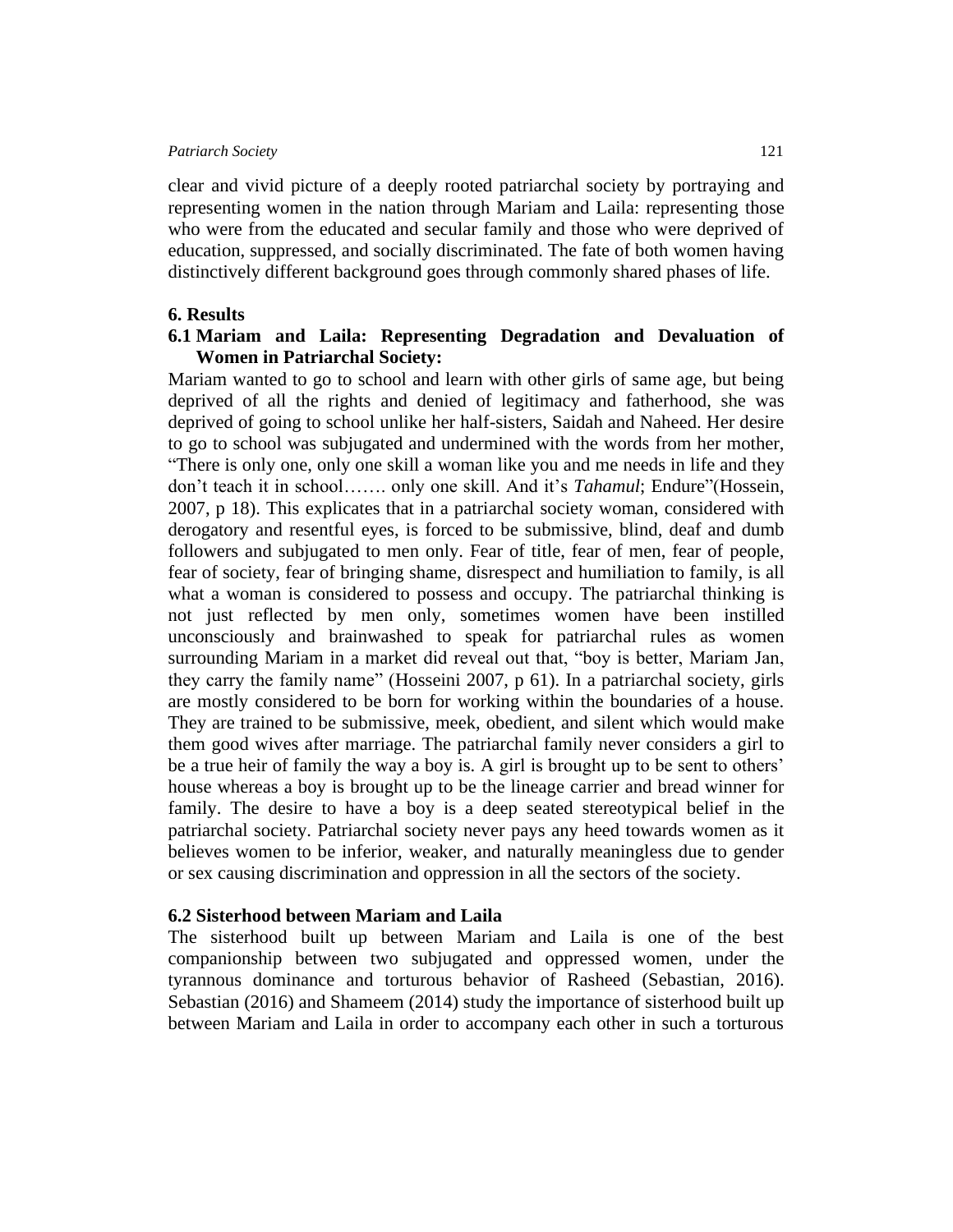clear and vivid picture of a deeply rooted patriarchal society by portraying and representing women in the nation through Mariam and Laila: representing those who were from the educated and secular family and those who were deprived of education, suppressed, and socially discriminated. The fate of both women having distinctively different background goes through commonly shared phases of life.

## 6. Results

### 6.1 Mariam and Laila: Representing Degradation and Devaluation of Women in Patriarchal Society:

Mariam wanted to go to school and learn with other girls of same age, but being deprived of all the rights and denied of legitimacy and fatherhood, she was deprived of going to school unlike her half-sisters, Saidah and Naheed. Her desire to go to school was subjugated and undermined with the words from her mother, "There is only one, only one skill a woman like you and me needs in life and they don't teach it in school……. only one skill. And it's *Tahamul*; Endure"(Hossein, 2007, p 18). This explicates that in a patriarchal society woman, considered with derogatory and resentful eyes, is forced to be submissive, blind, deaf and dumb followers and subjugated to men only. Fear of title, fear of men, fear of people, fear of society, fear of bringing shame, disrespect and humiliation to family, is all what a woman is considered to possess and occupy. The patriarchal thinking is not just reflected by men only, sometimes women have been instilled unconsciously and brainwashed to speak for patriarchal rules as women surrounding Mariam in a market did reveal out that, "boy is better, Mariam Jan, they carry the family name" (Hosseini 2007, p 61). In a patriarchal society, girls are mostly considered to be born for working within the boundaries of a house. They are trained to be submissive, meek, obedient, and silent which would make them good wives after marriage. The patriarchal family never considers a girl to be a true heir of family the way a boy is. A girl is brought up to be sent to others' house whereas a boy is brought up to be the lineage carrier and bread winner for family. The desire to have a boy is a deep seated stereotypical belief in the patriarchal society. Patriarchal society never pays any heed towards women as it believes women to be inferior, weaker, and naturally meaningless due to gender or sex causing discrimination and oppression in all the sectors of the society.

### 6.2 Sisterhood between Mariam and Laila

The sisterhood built up between Mariam and Laila is one of the best companionship between two subjugated and oppressed women, under the tyrannous dominance and torturous behavior of Rasheed (Sebastian, 2016). Sebastian (2016) and Shameem (2014) study the importance of sisterhood built up between Mariam and Laila in order to accompany each other in such a torturous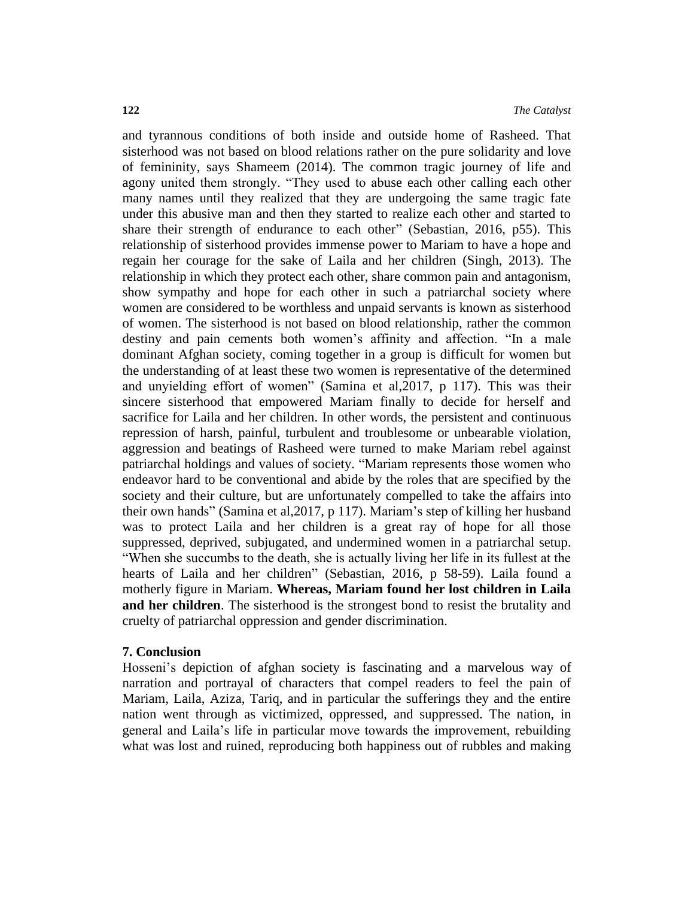and tyrannous conditions of both inside and outside home of Rasheed. That sisterhood was not based on blood relations rather on the pure solidarity and love of femininity, says Shameem (2014). The common tragic journey of life and agony united them strongly. "They used to abuse each other calling each other many names until they realized that they are undergoing the same tragic fate under this abusive man and then they started to realize each other and started to share their strength of endurance to each other" (Sebastian, 2016, p55). This relationship of sisterhood provides immense power to Mariam to have a hope and regain her courage for the sake of Laila and her children (Singh, 2013). The relationship in which they protect each other, share common pain and antagonism, show sympathy and hope for each other in such a patriarchal society where women are considered to be worthless and unpaid servants is known as sisterhood of women. The sisterhood is not based on blood relationship, rather the common destiny and pain cements both women's affinity and affection. "In a male dominant Afghan society, coming together in a group is difficult for women but the understanding of at least these two women is representative of the determined and unyielding effort of women" (Samina et al,2017, p 117). This was their sincere sisterhood that empowered Mariam finally to decide for herself and sacrifice for Laila and her children. In other words, the persistent and continuous repression of harsh, painful, turbulent and troublesome or unbearable violation, aggression and beatings of Rasheed were turned to make Mariam rebel against patriarchal holdings and values of society. "Mariam represents those women who endeavor hard to be conventional and abide by the roles that are specified by the society and their culture, but are unfortunately compelled to take the affairs into their own hands" (Samina et al,2017, p 117). Mariam's step of killing her husband was to protect Laila and her children is a great ray of hope for all those suppressed, deprived, subjugated, and undermined women in a patriarchal setup. "When she succumbs to the death, she is actually living her life in its fullest at the hearts of Laila and her children" (Sebastian, 2016, p 58-59). Laila found a motherly figure in Mariam. **Whereas, Mariam found her lost children in Laila and her children**. The sisterhood is the strongest bond to resist the brutality and cruelty of patriarchal oppression and gender discrimination.

## 7. Conclusion

Hosseni's depiction of afghan society is fascinating and a marvelous way of narration and portrayal of characters that compel readers to feel the pain of Mariam, Laila, Aziza, Tariq, and in particular the sufferings they and the entire nation went through as victimized, oppressed, and suppressed. The nation, in general and Laila's life in particular move towards the improvement, rebuilding what was lost and ruined, reproducing both happiness out of rubbles and making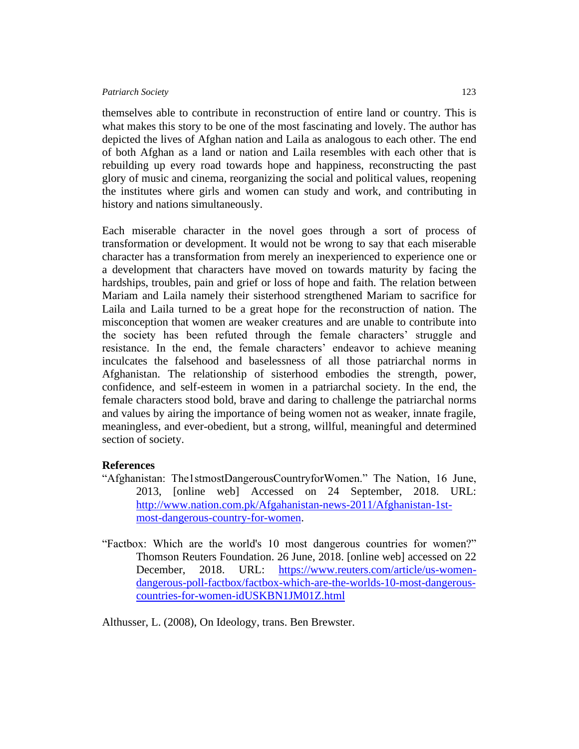themselves able to contribute in reconstruction of entire land or country. This is what makes this story to be one of the most fascinating and lovely. The author has depicted the lives of Afghan nation and Laila as analogous to each other. The end of both Afghan as a land or nation and Laila resembles with each other that is rebuilding up every road towards hope and happiness, reconstructing the past glory of music and cinema, reorganizing the social and political values, reopening the institutes where girls and women can study and work, and contributing in history and nations simultaneously.

Each miserable character in the novel goes through a sort of process of transformation or development. It would not be wrong to say that each miserable character has a transformation from merely an inexperienced to experience one or a development that characters have moved on towards maturity by facing the hardships, troubles, pain and grief or loss of hope and faith. The relation between Mariam and Laila namely their sisterhood strengthened Mariam to sacrifice for Laila and Laila turned to be a great hope for the reconstruction of nation. The misconception that women are weaker creatures and are unable to contribute into the society has been refuted through the female characters' struggle and resistance. In the end, the female characters' endeavor to achieve meaning inculcates the falsehood and baselessness of all those patriarchal norms in Afghanistan. The relationship of sisterhood embodies the strength, power, confidence, and self-esteem in women in a patriarchal society. In the end, the female characters stood bold, brave and daring to challenge the patriarchal norms and values by airing the importance of being women not as weaker, innate fragile, meaningless, and ever-obedient, but a strong, willful, meaningful and determined section of society.

## References

"Afghanistan: The1stmostDangerousCountryforWomen." The Nation, 16 June, 2013, [online web] Accessed on 24 September, 2018. URL: http://www.nation.com.pk/Afgahanistan-news-2011/Afghanistan-1st-most-dangerous-country-for-women.

"Factbox: Which are the world's 10 most dangerous countries for women?" Thomson Reuters Foundation. 26 June, 2018. [online web] accessed on 22 December, 2018. URL: https://www.reuters.com/article/us-women-dangerous-poll-factbox/factbox-which-are-the-worlds-10-most-dangerous-countries-for-women-idUSKBN1JM01Z.html

Althusser, L. (2008), On Ideology, trans. Ben Brewster.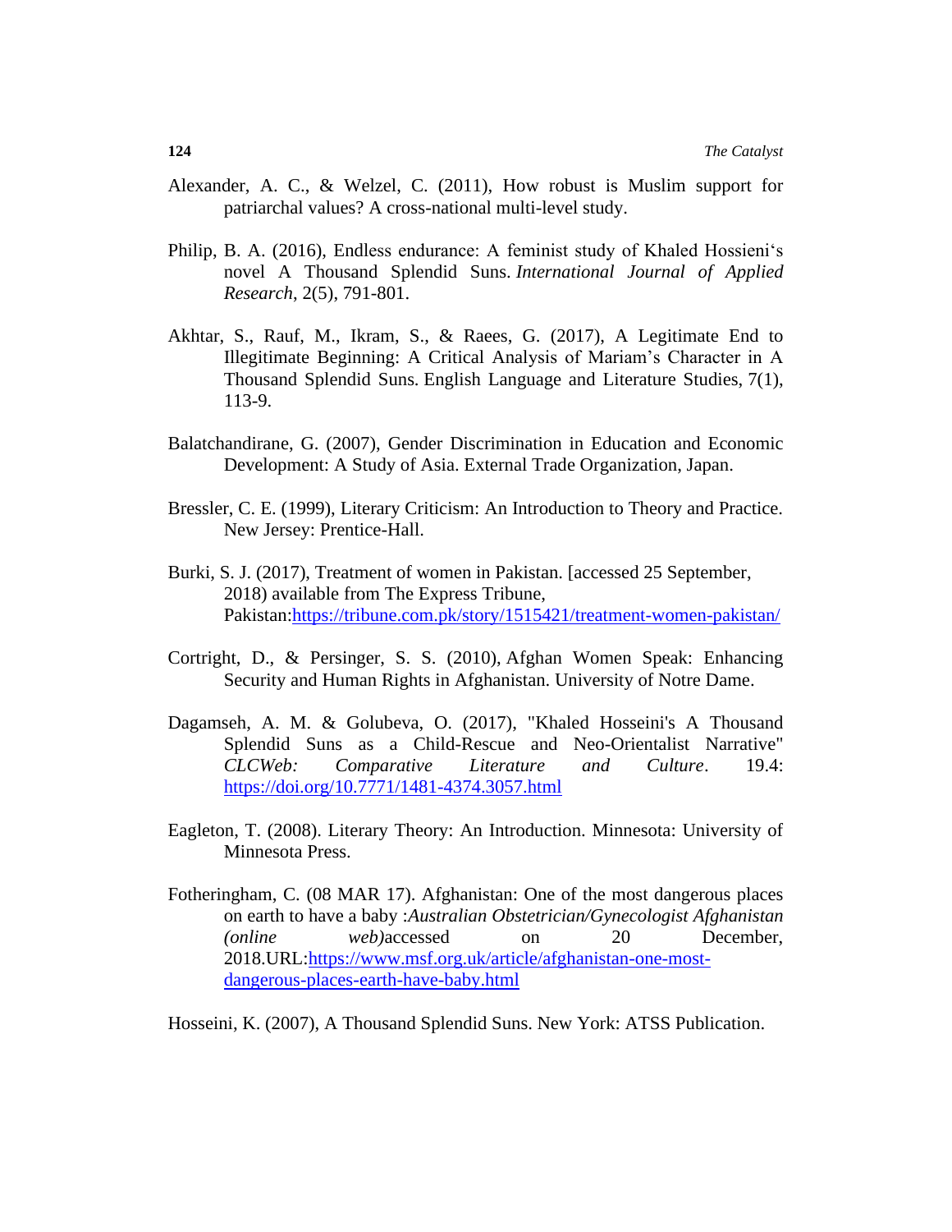Alexander, A. C., & Welzel, C. (2011), How robust is Muslim support for patriarchal values? A cross-national multi-level study.

Philip, B. A. (2016), Endless endurance: A feminist study of Khaled Hossieni's novel A Thousand Splendid Suns. *International Journal of Applied Research*, 2(5), 791-801.

Akhtar, S., Rauf, M., Ikram, S., & Raees, G. (2017), A Legitimate End to Illegitimate Beginning: A Critical Analysis of Mariam's Character in A Thousand Splendid Suns. English Language and Literature Studies, 7(1), 113-9.

Balatchandirane, G. (2007), Gender Discrimination in Education and Economic Development: A Study of Asia. External Trade Organization, Japan.

Bressler, C. E. (1999), Literary Criticism: An Introduction to Theory and Practice. New Jersey: Prentice-Hall.

Burki, S. J. (2017), Treatment of women in Pakistan. [accessed 25 September, 2018) available from The Express Tribune, Pakistan:https://tribune.com.pk/story/1515421/treatment-women-pakistan/

Cortright, D., & Persinger, S. S. (2010), Afghan Women Speak: Enhancing Security and Human Rights in Afghanistan. University of Notre Dame.

Dagamseh, A. M. & Golubeva, O. (2017), "Khaled Hosseini's A Thousand Splendid Suns as a Child-Rescue and Neo-Orientalist Narrative" *CLCWeb: Comparative Literature and Culture*. 19.4: https://doi.org/10.7771/1481-4374.3057.html

Eagleton, T. (2008). Literary Theory: An Introduction. Minnesota: University of Minnesota Press.

Fotheringham, C. (08 MAR 17). Afghanistan: One of the most dangerous places on earth to have a baby :*Australian Obstetrician/Gynecologist Afghanistan (online web)*accessed on 20 December, 2018.URL:https://www.msf.org.uk/article/afghanistan-one-most-dangerous-places-earth-have-baby.html

Hosseini, K. (2007), A Thousand Splendid Suns. New York: ATSS Publication.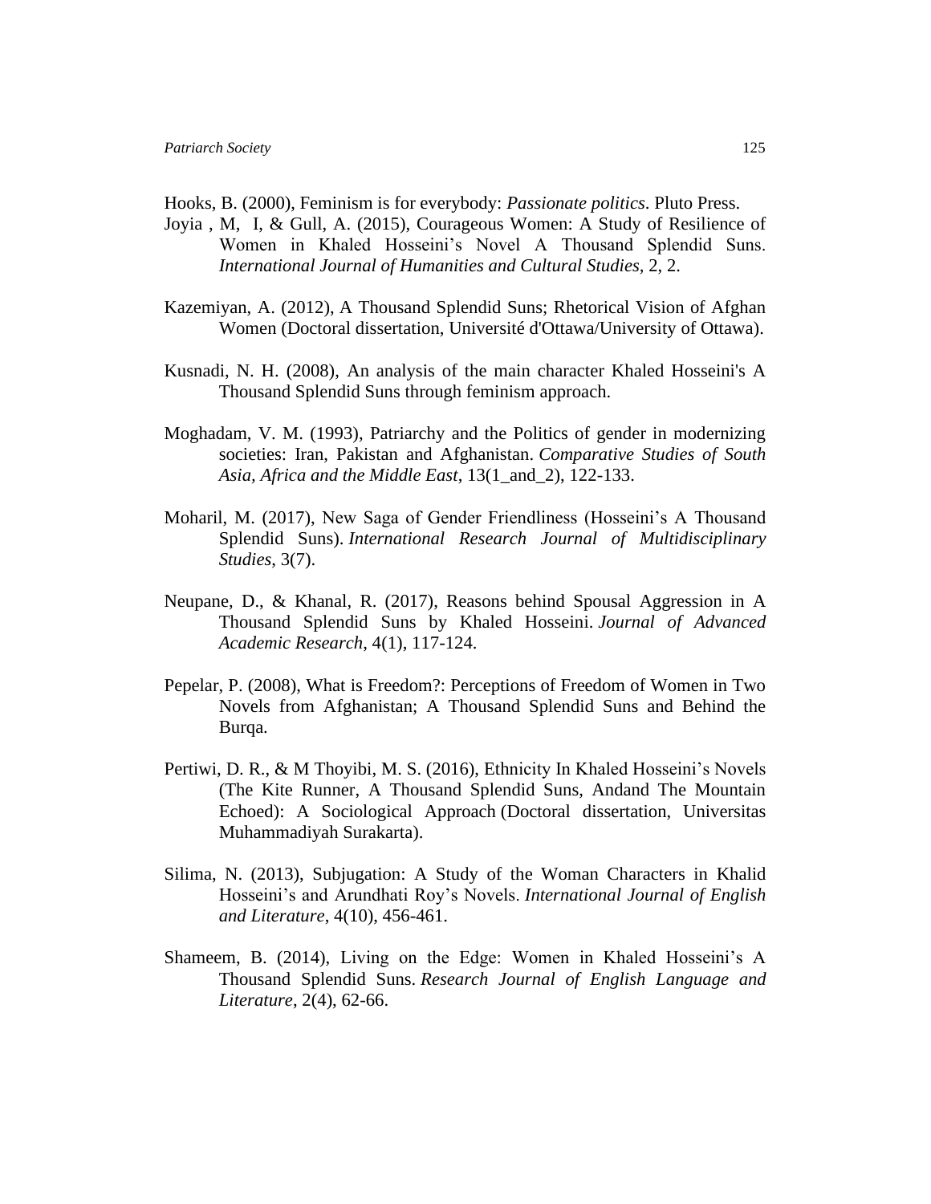Hooks, B. (2000), Feminism is for everybody: *Passionate politics*. Pluto Press.

Joyia , M, I, & Gull, A. (2015), Courageous Women: A Study of Resilience of Women in Khaled Hosseini's Novel A Thousand Splendid Suns. *International Journal of Humanities and Cultural Studies*, 2, 2.

Kazemiyan, A. (2012), A Thousand Splendid Suns; Rhetorical Vision of Afghan Women (Doctoral dissertation, Université d'Ottawa/University of Ottawa).

Kusnadi, N. H. (2008), An analysis of the main character Khaled Hosseini's A Thousand Splendid Suns through feminism approach.

Moghadam, V. M. (1993), Patriarchy and the Politics of gender in modernizing societies: Iran, Pakistan and Afghanistan. *Comparative Studies of South Asia, Africa and the Middle East*, 13(1_and_2), 122-133.

Moharil, M. (2017), New Saga of Gender Friendliness (Hosseini's A Thousand Splendid Suns). *International Research Journal of Multidisciplinary Studies*, 3(7).

Neupane, D., & Khanal, R. (2017), Reasons behind Spousal Aggression in A Thousand Splendid Suns by Khaled Hosseini. *Journal of Advanced Academic Research*, 4(1), 117-124.

Pepelar, P. (2008), What is Freedom?: Perceptions of Freedom of Women in Two Novels from Afghanistan; A Thousand Splendid Suns and Behind the Burqa.

Pertiwi, D. R., & M Thoyibi, M. S. (2016), Ethnicity In Khaled Hosseini's Novels (The Kite Runner, A Thousand Splendid Suns, Andand The Mountain Echoed): A Sociological Approach (Doctoral dissertation, Universitas Muhammadiyah Surakarta).

Silima, N. (2013), Subjugation: A Study of the Woman Characters in Khalid Hosseini's and Arundhati Roy's Novels. *International Journal of English and Literature*, 4(10), 456-461.

Shameem, B. (2014), Living on the Edge: Women in Khaled Hosseini's A Thousand Splendid Suns. *Research Journal of English Language and Literature*, 2(4), 62-66.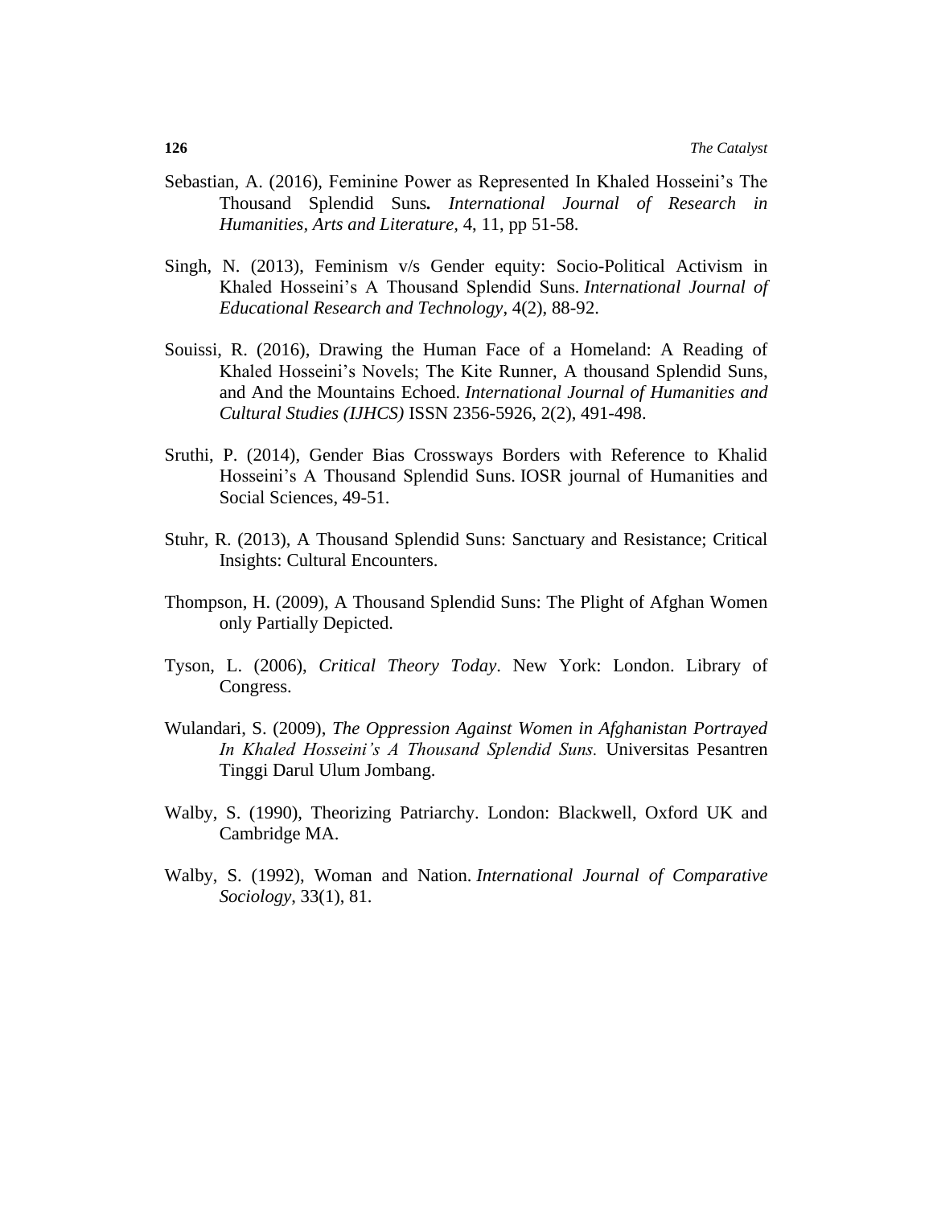Sebastian, A. (2016), Feminine Power as Represented In Khaled Hosseini's The Thousand Splendid Suns**.** *International Journal of Research in Humanities, Arts and Literature,* 4, 11, pp 51-58.

Singh, N. (2013), Feminism v/s Gender equity: Socio-Political Activism in Khaled Hosseini's A Thousand Splendid Suns. *International Journal of Educational Research and Technology*, 4(2), 88-92.

Souissi, R. (2016), Drawing the Human Face of a Homeland: A Reading of Khaled Hosseini's Novels; The Kite Runner, A thousand Splendid Suns, and And the Mountains Echoed. *International Journal of Humanities and Cultural Studies (IJHCS)* ISSN 2356-5926, 2(2), 491-498.

Sruthi, P. (2014), Gender Bias Crossways Borders with Reference to Khalid Hosseini's A Thousand Splendid Suns. IOSR journal of Humanities and Social Sciences, 49-51.

Stuhr, R. (2013), A Thousand Splendid Suns: Sanctuary and Resistance; Critical Insights: Cultural Encounters.

Thompson, H. (2009), A Thousand Splendid Suns: The Plight of Afghan Women only Partially Depicted.

Tyson, L. (2006), *Critical Theory Today*. New York: London. Library of Congress.

Wulandari, S. (2009), *The Oppression Against Women in Afghanistan Portrayed In Khaled Hosseini's A Thousand Splendid Suns.* Universitas Pesantren Tinggi Darul Ulum Jombang.

Walby, S. (1990), Theorizing Patriarchy. London: Blackwell, Oxford UK and Cambridge MA.

Walby, S. (1992), Woman and Nation. *International Journal of Comparative Sociology*, 33(1), 81.